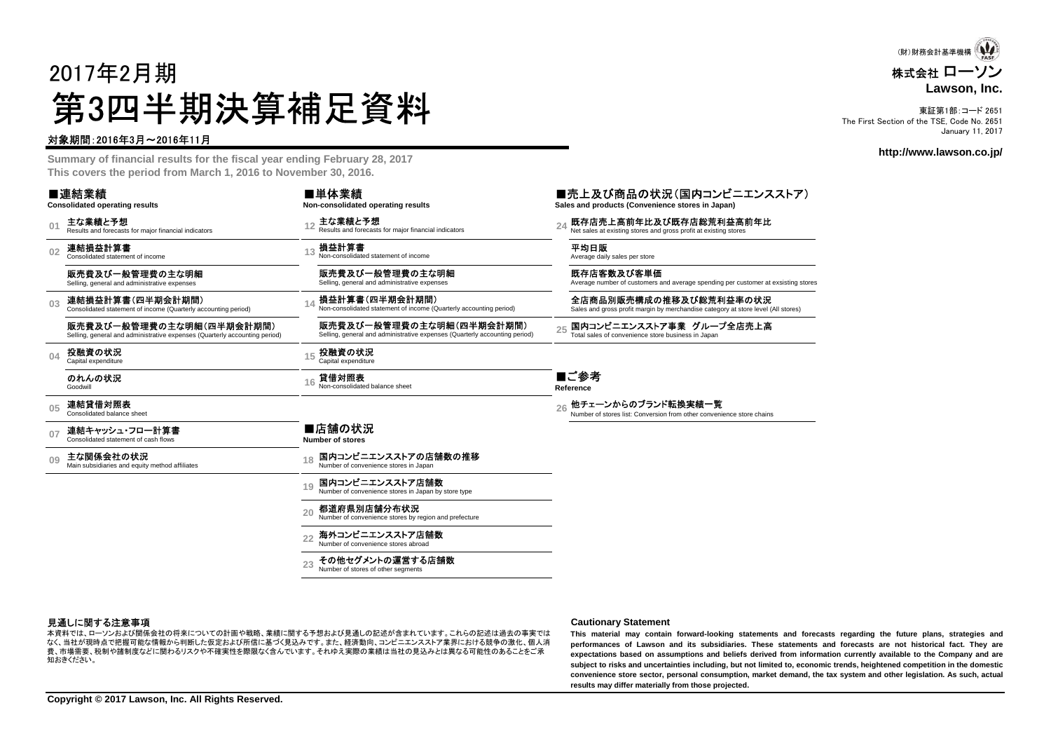(財)財務会計基準機構

株式会社 ローソン
**Lawson, Inc.**

東証第1部:コード 2651
The First Section of the TSE, Code No. 2651
January 11, 2017

**http://www.lawson.co.jp/**

# 2017年2月期 第3四半期決算補足資料

対象期間:2016年3月～2016年11月

**Summary of financial results for the fiscal year ending February 28, 2017**
**This covers the period from March 1, 2016 to November 30, 2016.**

## ■連結業績
**Consolidated operating results**

- 01 **主な業績と予想** Results and forecasts for major financial indicators
- 02 **連結損益計算書** Consolidated statement of income
  - **販売費及び一般管理費の主な明細** Selling, general and administrative expenses
- 03 **連結損益計算書(四半期会計期間)** Consolidated statement of income (Quarterly accounting period)
  - **販売費及び一般管理費の主な明細(四半期会計期間)** Selling, general and administrative expenses (Quarterly accounting period)
- 04 **投融資の状況** Capital expenditure
  - **のれんの状況** Goodwill
- 05 **連結貸借対照表** Consolidated balance sheet
- 07 **連結キャッシュ・フロー計算書** Consolidated statement of cash flows
- 09 **主な関係会社の状況** Main subsidiaries and equity method affiliates

## ■単体業績
**Non-consolidated operating results**

- 12 **主な業績と予想** Results and forecasts for major financial indicators
- 13 **損益計算書** Non-consolidated statement of income
  - **販売費及び一般管理費の主な明細** Selling, general and administrative expenses
- 14 **損益計算書(四半期会計期間)** Non-consolidated statement of income (Quarterly accounting period)
  - **販売費及び一般管理費の主な明細(四半期会計期間)** Selling, general and administrative expenses (Quarterly accounting period)
- 15 **投融資の状況** Capital expenditure
- 16 **貸借対照表** Non-consolidated balance sheet

## ■店舗の状況
**Number of stores**

- 18 **国内コンビニエンスストアの店舗数の推移** Number of convenience stores in Japan
- 19 **国内コンビニエンスストア店舗数** Number of convenience stores in Japan by store type
- 20 **都道府県別店舗分布状況** Number of convenience stores by region and prefecture
- 22 **海外コンビニエンスストア店舗数** Number of convenience stores abroad
- 23 **その他セグメントの運営する店舗数** Number of stores of other segments

## ■売上及び商品の状況(国内コンビニエンスストア)
**Sales and products (Convenience stores in Japan)**

- 24 **既存店売上高前年比及び既存店総荒利益高前年比** Net sales at existing stores and gross profit at existing stores
  - **平均日販** Average daily sales per store
  - **既存店客数及び客単価** Average number of customers and average spending per customer at exsisting stores
  - **全店商品別販売構成の推移及び総荒利益率の状況** Sales and gross profit margin by merchandise category at store level (All stores)
- 25 **国内コンビニエンスストア事業 グループ全店売上高** Total sales of convenience store business in Japan

## ■ご参考
**Reference**

- 26 **他チェーンからのブランド転換実績一覧** Number of stores list: Conversion from other convenience store chains

### 見通しに関する注意事項

本資料では、ローソンおよび関係会社の将来についての計画や戦略、業績に関する予想および見通しの記述が含まれています。これらの記述は過去の事実ではなく、当社が現時点で把握可能な情報から判断した仮定および所信に基づく見込みです。また、経済動向、コンビニエンスストア業界における競争の激化、個人消費、市場需要、税制や諸制度などに関わるリスクや不確実性を際限なく含んでいます。それゆえ実際の業績は当社の見込みとは異なる可能性のあることをご承知おきください。

### Cautionary Statement

**This material may contain forward-looking statements and forecasts regarding the future plans, strategies and performances of Lawson and its subsidiaries. These statements and forecasts are not historical fact. They are expectations based on assumptions and beliefs derived from information currently available to the Company and are subject to risks and uncertainties including, but not limited to, economic trends, heightened competition in the domestic convenience store sector, personal consumption, market demand, the tax system and other legislation. As such, actual results may differ materially from those projected.**

**Copyright © 2017 Lawson, Inc. All Rights Reserved.**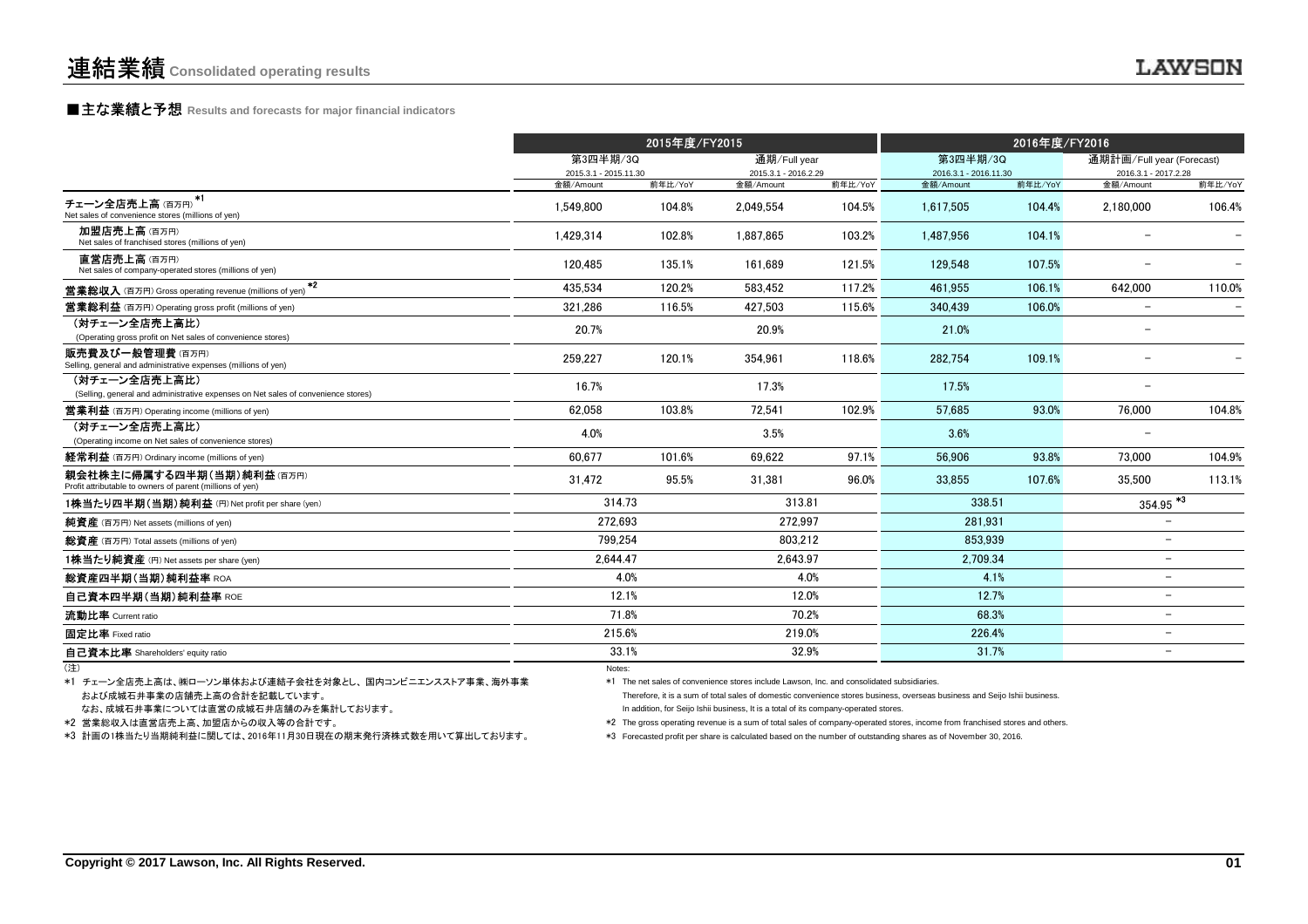# 連結業績 Consolidated operating results

## ■主な業績と予想 Results and forecasts for major financial indicators

| | 2015年度/FY2015 | | | | 2016年度/FY2016 | | | |
|---|---|---|---|---|---|---|---|---|
| | 第3四半期/3Q 2015.3.1 - 2015.11.30 | | 通期/Full year 2015.3.1 - 2016.2.29 | | 第3四半期/3Q 2016.3.1 - 2016.11.30 | | 通期計画/Full year (Forecast) 2016.3.1 - 2017.2.28 | |
| | 金額/Amount | 前年比/YoY | 金額/Amount | 前年比/YoY | 金額/Amount | 前年比/YoY | 金額/Amount | 前年比/YoY |
| チェーン全店売上高（百万円）*1 Net sales of convenience stores (millions of yen) | 1,549,800 | 104.8% | 2,049,554 | 104.5% | 1,617,505 | 104.4% | 2,180,000 | 106.4% |
| 加盟店売上高（百万円） Net sales of franchised stores (millions of yen) | 1,429,314 | 102.8% | 1,887,865 | 103.2% | 1,487,956 | 104.1% | － | － |
| 直営店売上高（百万円） Net sales of company-operated stores (millions of yen) | 120,485 | 135.1% | 161,689 | 121.5% | 129,548 | 107.5% | － | － |
| 営業総収入（百万円）Gross operating revenue (millions of yen) *2 | 435,534 | 120.2% | 583,452 | 117.2% | 461,955 | 106.1% | 642,000 | 110.0% |
| 営業総利益（百万円）Operating gross profit (millions of yen) | 321,286 | 116.5% | 427,503 | 115.6% | 340,439 | 106.0% | － | － |
| （対チェーン全店売上高比） (Operating gross profit on Net sales of convenience stores) | 20.7% | | 20.9% | | 21.0% | | － | |
| 販売費及び一般管理費（百万円） Selling, general and administrative expenses (millions of yen) | 259,227 | 120.1% | 354,961 | 118.6% | 282,754 | 109.1% | － | － |
| （対チェーン全店売上高比） (Selling, general and administrative expenses on Net sales of convenience stores) | 16.7% | | 17.3% | | 17.5% | | － | |
| 営業利益（百万円）Operating income (millions of yen) | 62,058 | 103.8% | 72,541 | 102.9% | 57,685 | 93.0% | 76,000 | 104.8% |
| （対チェーン全店売上高比） (Operating income on Net sales of convenience stores) | 4.0% | | 3.5% | | 3.6% | | － | |
| 経常利益（百万円）Ordinary income (millions of yen) | 60,677 | 101.6% | 69,622 | 97.1% | 56,906 | 93.8% | 73,000 | 104.9% |
| 親会社株主に帰属する四半期（当期）純利益（百万円） Profit attributable to owners of parent (millions of yen) | 31,472 | 95.5% | 31,381 | 96.0% | 33,855 | 107.6% | 35,500 | 113.1% |
| 1株当たり四半期（当期）純利益（円）Net profit per share (yen) | 314.73 | | 313.81 | | 338.51 | | 354.95 *3 | |
| 純資産（百万円）Net assets (millions of yen) | 272,693 | | 272,997 | | 281,931 | | － | |
| 総資産（百万円）Total assets (millions of yen) | 799,254 | | 803,212 | | 853,939 | | － | |
| 1株当たり純資産（円）Net assets per share (yen) | 2,644.47 | | 2,643.97 | | 2,709.34 | | － | |
| 総資産四半期（当期）純利益率 ROA | 4.0% | | 4.0% | | 4.1% | | － | |
| 自己資本四半期（当期）純利益率 ROE | 12.1% | | 12.0% | | 12.7% | | － | |
| 流動比率 Current ratio | 71.8% | | 70.2% | | 68.3% | | － | |
| 固定比率 Fixed ratio | 215.6% | | 219.0% | | 226.4% | | － | |
| 自己資本比率 Shareholders' equity ratio | 33.1% | | 32.9% | | 31.7% | | － | |

（注）

*1 チェーン全店売上高は、㈱ローソン単体および連結子会社を対象とし、国内コンビニエンスストア事業、海外事業および成城石井事業の店舗売上高の合計を記載しています。
なお、成城石井事業については直営の成城石井店舗のみを集計しております。

*2 営業総収入は直営店売上高、加盟店からの収入等の合計です。

*3 計画の1株当たり当期純利益に関しては、2016年11月30日現在の期末発行済株式数を用いて算出しております。

Notes:

*1 The net sales of convenience stores include Lawson, Inc. and consolidated subsidiaries.
Therefore, it is a sum of total sales of domestic convenience stores business, overseas business and Seijo Ishii business.
In addition, for Seijo Ishii business, It is a total of its company-operated stores.

*2 The gross operating revenue is a sum of total sales of company-operated stores, income from franchised stores and others.

*3 Forecasted profit per share is calculated based on the number of outstanding shares as of November 30, 2016.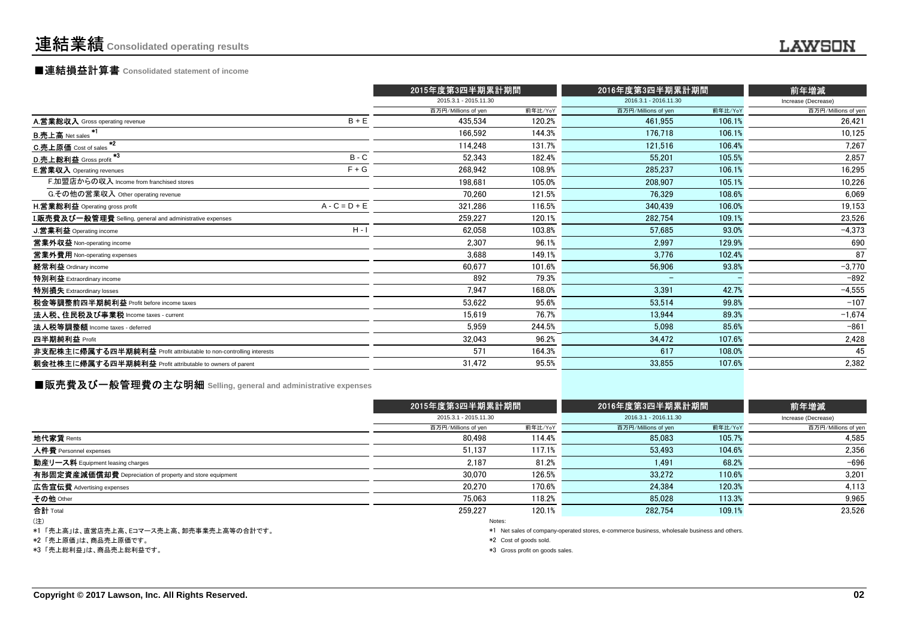# 連結業績 Consolidated operating results

## ■連結損益計算書 Consolidated statement of income

| | | 2015年度第3四半期累計期間 | | 2016年度第3四半期累計期間 | | 前年増減 |
|---|---|---|---|---|---|---|
| | | 2015.3.1 - 2015.11.30 | | 2016.3.1 - 2016.11.30 | | Increase (Decrease) |
| | | 百万円/Millions of yen | 前年比/YoY | 百万円/Millions of yen | 前年比/YoY | 百万円/Millions of yen |
| A.営業総収入 Gross operating revenue | B + E | 435,534 | 120.2% | 461,955 | 106.1% | 26,421 |
| B.売上高 Net sales *1 | | 166,592 | 144.3% | 176,718 | 106.1% | 10,125 |
| C.売上原価 Cost of sales *2 | | 114,248 | 131.7% | 121,516 | 106.4% | 7,267 |
| D.売上総利益 Gross profit *3 | B - C | 52,343 | 182.4% | 55,201 | 105.5% | 2,857 |
| E.営業収入 Operating revenues | F + G | 268,942 | 108.9% | 285,237 | 106.1% | 16,295 |
| F.加盟店からの収入 Income from franchised stores | | 198,681 | 105.0% | 208,907 | 105.1% | 10,226 |
| G.その他の営業収入 Other operating revenue | | 70,260 | 121.5% | 76,329 | 108.6% | 6,069 |
| H.営業総利益 Operating gross profit | A - C = D + E | 321,286 | 116.5% | 340,439 | 106.0% | 19,153 |
| I.販売費及び一般管理費 Selling, general and administrative expenses | | 259,227 | 120.1% | 282,754 | 109.1% | 23,526 |
| J.営業利益 Operating income | H - I | 62,058 | 103.8% | 57,685 | 93.0% | −4,373 |
| 営業外収益 Non-operating income | | 2,307 | 96.1% | 2,997 | 129.9% | 690 |
| 営業外費用 Non-operating expenses | | 3,688 | 149.1% | 3,776 | 102.4% | 87 |
| 経常利益 Ordinary income | | 60,677 | 101.6% | 56,906 | 93.8% | −3,770 |
| 特別利益 Extraordinary income | | 892 | 79.3% | − | − | −892 |
| 特別損失 Extraordinary losses | | 7,947 | 168.0% | 3,391 | 42.7% | −4,555 |
| 税金等調整前四半期純利益 Profit before income taxes | | 53,622 | 95.6% | 53,514 | 99.8% | −107 |
| 法人税、住民税及び事業税 Income taxes - current | | 15,619 | 76.7% | 13,944 | 89.3% | −1,674 |
| 法人税等調整額 Income taxes - deferred | | 5,959 | 244.5% | 5,098 | 85.6% | −861 |
| 四半期純利益 Profit | | 32,043 | 96.2% | 34,472 | 107.6% | 2,428 |
| 非支配株主に帰属する四半期純利益 Profit attribiutable to non-controlling interests | | 571 | 164.3% | 617 | 108.0% | 45 |
| 親会社株主に帰属する四半期純利益 Profit attributable to owners of parent | | 31,472 | 95.5% | 33,855 | 107.6% | 2,382 |

## ■販売費及び一般管理費の主な明細 Selling, general and administrative expenses

| | 2015年度第3四半期累計期間 | | 2016年度第3四半期累計期間 | | 前年増減 |
|---|---|---|---|---|---|
| | 2015.3.1 - 2015.11.30 | | 2016.3.1 - 2016.11.30 | | Increase (Decrease) |
| | 百万円/Millions of yen | 前年比/YoY | 百万円/Millions of yen | 前年比/YoY | 百万円/Millions of yen |
| 地代家賃 Rents | 80,498 | 114.4% | 85,083 | 105.7% | 4,585 |
| 人件費 Personnel expenses | 51,137 | 117.1% | 53,493 | 104.6% | 2,356 |
| 動産リース料 Equipment leasing charges | 2,187 | 81.2% | 1,491 | 68.2% | −696 |
| 有形固定資産減価償却費 Depreciation of property and store equipment | 30,070 | 126.5% | 33,272 | 110.6% | 3,201 |
| 広告宣伝費 Advertising expenses | 20,270 | 170.6% | 24,384 | 120.3% | 4,113 |
| その他 Other | 75,063 | 118.2% | 85,028 | 113.3% | 9,965 |
| 合計 Total | 259,227 | 120.1% | 282,754 | 109.1% | 23,526 |

(注)
*1 「売上高」は、直営店売上高、Eコマース売上高、卸売事業売上高等の合計です。
*2 「売上原価」は、商品売上原価です。
*3 「売上総利益」は、商品売上総利益です。

Notes:
*1 Net sales of company-operated stores, e-commerce business, wholesale business and others.
*2 Cost of goods sold.
*3 Gross profit on goods sales.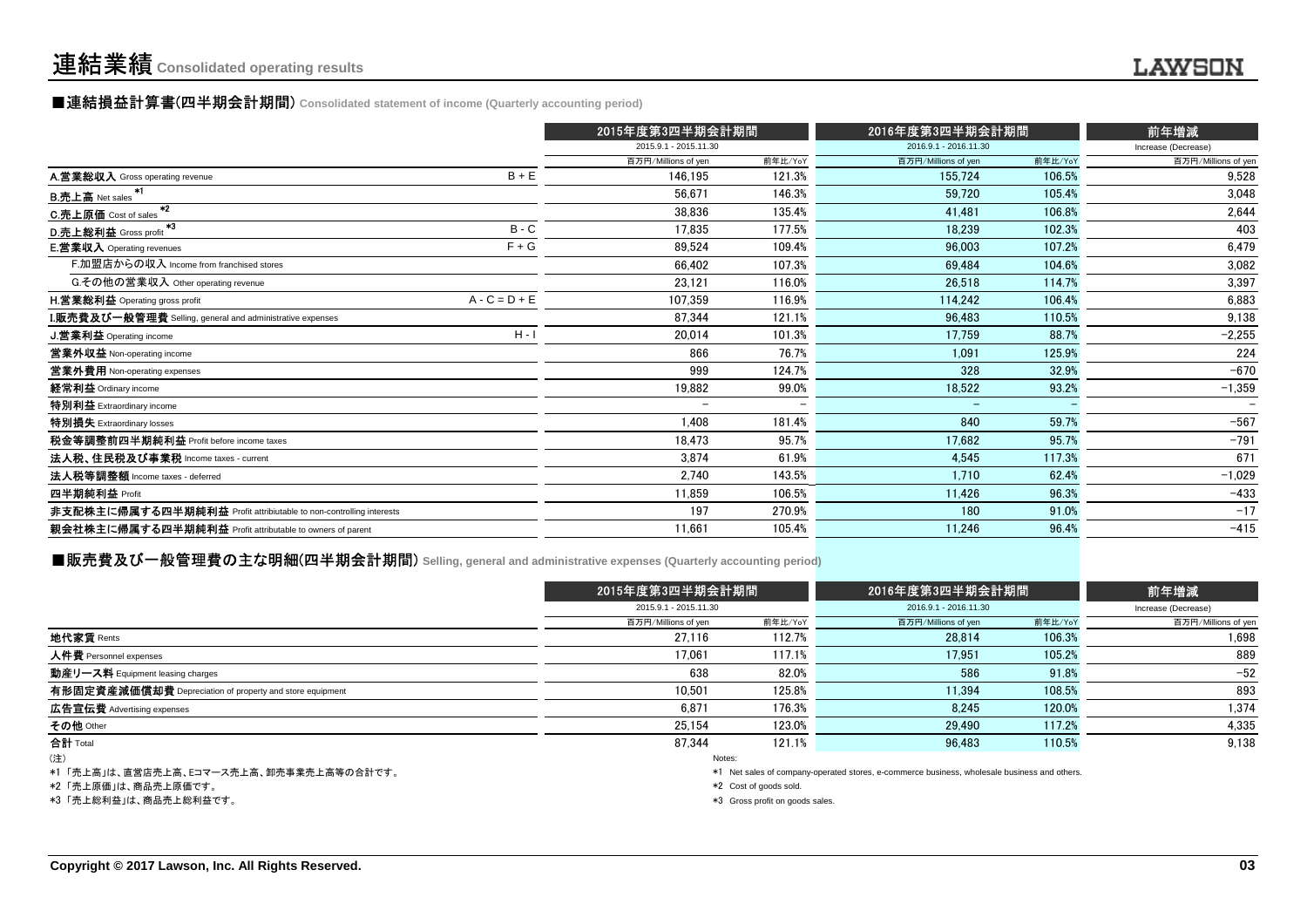# 連結業績 Consolidated operating results

## ■連結損益計算書(四半期会計期間) Consolidated statement of income (Quarterly accounting period)

| | | 2015年度第3四半期会計期間 2015.9.1 - 2015.11.30 | | 2016年度第3四半期会計期間 2016.9.1 - 2016.11.30 | | 前年増減 Increase (Decrease) |
|---|---|---|---|---|---|---|
| | | 百万円/Millions of yen | 前年比/YoY | 百万円/Millions of yen | 前年比/YoY | 百万円/Millions of yen |
| A.営業総収入 Gross operating revenue | B + E | 146,195 | 121.3% | 155,724 | 106.5% | 9,528 |
| B.売上高 Net sales *1 | | 56,671 | 146.3% | 59,720 | 105.4% | 3,048 |
| C.売上原価 Cost of sales *2 | | 38,836 | 135.4% | 41,481 | 106.8% | 2,644 |
| D.売上総利益 Gross profit *3 | B - C | 17,835 | 177.5% | 18,239 | 102.3% | 403 |
| E.営業収入 Operating revenues | F + G | 89,524 | 109.4% | 96,003 | 107.2% | 6,479 |
| F.加盟店からの収入 Income from franchised stores | | 66,402 | 107.3% | 69,484 | 104.6% | 3,082 |
| G.その他の営業収入 Other operating revenue | | 23,121 | 116.0% | 26,518 | 114.7% | 3,397 |
| H.営業総利益 Operating gross profit | A - C = D + E | 107,359 | 116.9% | 114,242 | 106.4% | 6,883 |
| I.販売費及び一般管理費 Selling, general and administrative expenses | | 87,344 | 121.1% | 96,483 | 110.5% | 9,138 |
| J.営業利益 Operating income | H - I | 20,014 | 101.3% | 17,759 | 88.7% | −2,255 |
| 営業外収益 Non-operating income | | 866 | 76.7% | 1,091 | 125.9% | 224 |
| 営業外費用 Non-operating expenses | | 999 | 124.7% | 328 | 32.9% | −670 |
| 経常利益 Ordinary income | | 19,882 | 99.0% | 18,522 | 93.2% | −1,359 |
| 特別利益 Extraordinary income | | − | − | − | − | − |
| 特別損失 Extraordinary losses | | 1,408 | 181.4% | 840 | 59.7% | −567 |
| 税金等調整前四半期純利益 Profit before income taxes | | 18,473 | 95.7% | 17,682 | 95.7% | −791 |
| 法人税、住民税及び事業税 Income taxes - current | | 3,874 | 61.9% | 4,545 | 117.3% | 671 |
| 法人税等調整額 Income taxes - deferred | | 2,740 | 143.5% | 1,710 | 62.4% | −1,029 |
| 四半期純利益 Profit | | 11,859 | 106.5% | 11,426 | 96.3% | −433 |
| 非支配株主に帰属する四半期純利益 Profit attribiutable to non-controlling interests | | 197 | 270.9% | 180 | 91.0% | −17 |
| 親会社株主に帰属する四半期純利益 Profit attributable to owners of parent | | 11,661 | 105.4% | 11,246 | 96.4% | −415 |

## ■販売費及び一般管理費の主な明細(四半期会計期間) Selling, general and administrative expenses (Quarterly accounting period)

| | 2015年度第3四半期会計期間 2015.9.1 - 2015.11.30 | | 2016年度第3四半期会計期間 2016.9.1 - 2016.11.30 | | 前年増減 Increase (Decrease) |
|---|---|---|---|---|---|
| | 百万円/Millions of yen | 前年比/YoY | 百万円/Millions of yen | 前年比/YoY | 百万円/Millions of yen |
| 地代家賃 Rents | 27,116 | 112.7% | 28,814 | 106.3% | 1,698 |
| 人件費 Personnel expenses | 17,061 | 117.1% | 17,951 | 105.2% | 889 |
| 動産リース料 Equipment leasing charges | 638 | 82.0% | 586 | 91.8% | −52 |
| 有形固定資産減価償却費 Depreciation of property and store equipment | 10,501 | 125.8% | 11,394 | 108.5% | 893 |
| 広告宣伝費 Advertising expenses | 6,871 | 176.3% | 8,245 | 120.0% | 1,374 |
| その他 Other | 25,154 | 123.0% | 29,490 | 117.2% | 4,335 |
| 合計 Total | 87,344 | 121.1% | 96,483 | 110.5% | 9,138 |

(注)

*1 「売上高」は、直営店売上高、Eコマース売上高、卸売事業売上高等の合計です。

*2 「売上原価」は、商品売上原価です。

*3 「売上総利益」は、商品売上総利益です。

Notes:

*1 Net sales of company-operated stores, e-commerce business, wholesale business and others.

*2 Cost of goods sold.

*3 Gross profit on goods sales.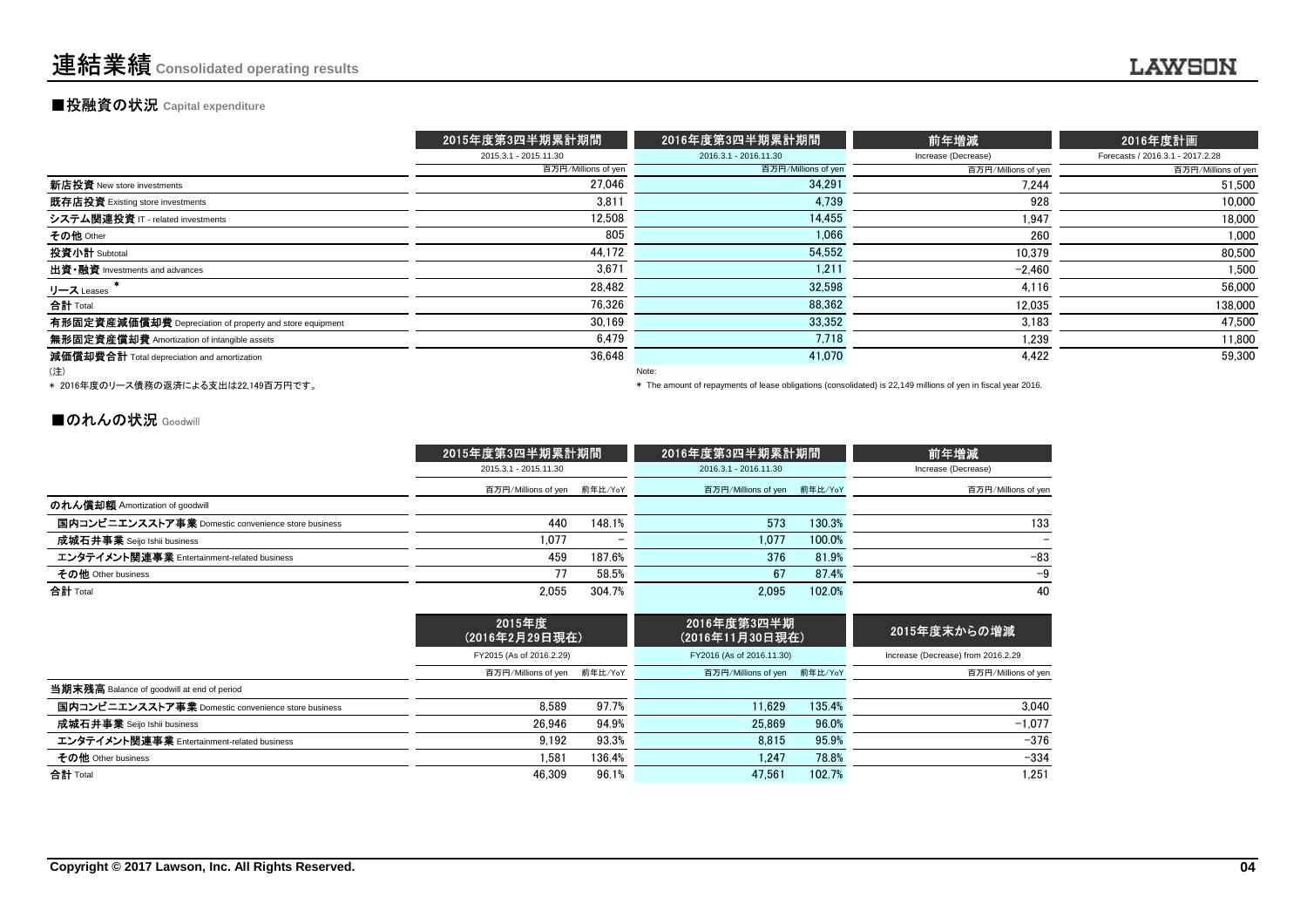# 連結業績 Consolidated operating results

## ■投融資の状況 Capital expenditure

| | 2015年度第3四半期累計期間<br>2015.3.1 - 2015.11.30<br>百万円/Millions of yen | 2016年度第3四半期累計期間<br>2016.3.1 - 2016.11.30<br>百万円/Millions of yen | 前年増減<br>Increase (Decrease)<br>百万円/Millions of yen | 2016年度計画<br>Forecasts / 2016.3.1 - 2017.2.28<br>百万円/Millions of yen |
|---|---|---|---|---|
| 新店投資 New store investments | 27,046 | 34,291 | 7,244 | 51,500 |
| 既存店投資 Existing store investments | 3,811 | 4,739 | 928 | 10,000 |
| システム関連投資 IT - related investments | 12,508 | 14,455 | 1,947 | 18,000 |
| その他 Other | 805 | 1,066 | 260 | 1,000 |
| 投資小計 Subtotal | 44,172 | 54,552 | 10,379 | 80,500 |
| 出資・融資 Investments and advances | 3,671 | 1,211 | −2,460 | 1,500 |
| リース Leases * | 28,482 | 32,598 | 4,116 | 56,000 |
| 合計 Total | 76,326 | 88,362 | 12,035 | 138,000 |
| 有形固定資産減価償却費 Depreciation of property and store equipment | 30,169 | 33,352 | 3,183 | 47,500 |
| 無形固定資産償却費 Amortization of intangible assets | 6,479 | 7,718 | 1,239 | 11,800 |
| 減価償却費合計 Total depreciation and amortization | 36,648 | 41,070 | 4,422 | 59,300 |

(注)
* 2016年度のリース債務の返済による支出は22,149百万円です。

Note:
* The amount of repayments of lease obligations (consolidated) is 22,149 millions of yen in fiscal year 2016.

## ■のれんの状況 Goodwill

| | 2015年度第3四半期累計期間<br>2015.3.1 - 2015.11.30<br>百万円/Millions of yen | 前年比/YoY | 2016年度第3四半期累計期間<br>2016.3.1 - 2016.11.30<br>百万円/Millions of yen | 前年比/YoY | 前年増減<br>Increase (Decrease)<br>百万円/Millions of yen |
|---|---|---|---|---|---|
| のれん償却額 Amortization of goodwill | | | | | |
| 国内コンビニエンスストア事業 Domestic convenience store business | 440 | 148.1% | 573 | 130.3% | 133 |
| 成城石井事業 Seijo Ishii business | 1,077 | − | 1,077 | 100.0% | − |
| エンタテイメント関連事業 Entertainment-related business | 459 | 187.6% | 376 | 81.9% | −83 |
| その他 Other business | 77 | 58.5% | 67 | 87.4% | −9 |
| 合計 Total | 2,055 | 304.7% | 2,095 | 102.0% | 40 |

| | 2015年度<br>(2016年2月29日現在)<br>FY2015 (As of 2016.2.29)<br>百万円/Millions of yen | 前年比/YoY | 2016年度第3四半期<br>(2016年11月30日現在)<br>FY2016 (As of 2016.11.30)<br>百万円/Millions of yen | 前年比/YoY | 2015年度末からの増減<br>Increase (Decrease) from 2016.2.29<br>百万円/Millions of yen |
|---|---|---|---|---|---|
| 当期末残高 Balance of goodwill at end of period | | | | | |
| 国内コンビニエンスストア事業 Domestic convenience store business | 8,589 | 97.7% | 11,629 | 135.4% | 3,040 |
| 成城石井事業 Seijo Ishii business | 26,946 | 94.9% | 25,869 | 96.0% | −1,077 |
| エンタテイメント関連事業 Entertainment-related business | 9,192 | 93.3% | 8,815 | 95.9% | −376 |
| その他 Other business | 1,581 | 136.4% | 1,247 | 78.8% | −334 |
| 合計 Total | 46,309 | 96.1% | 47,561 | 102.7% | 1,251 |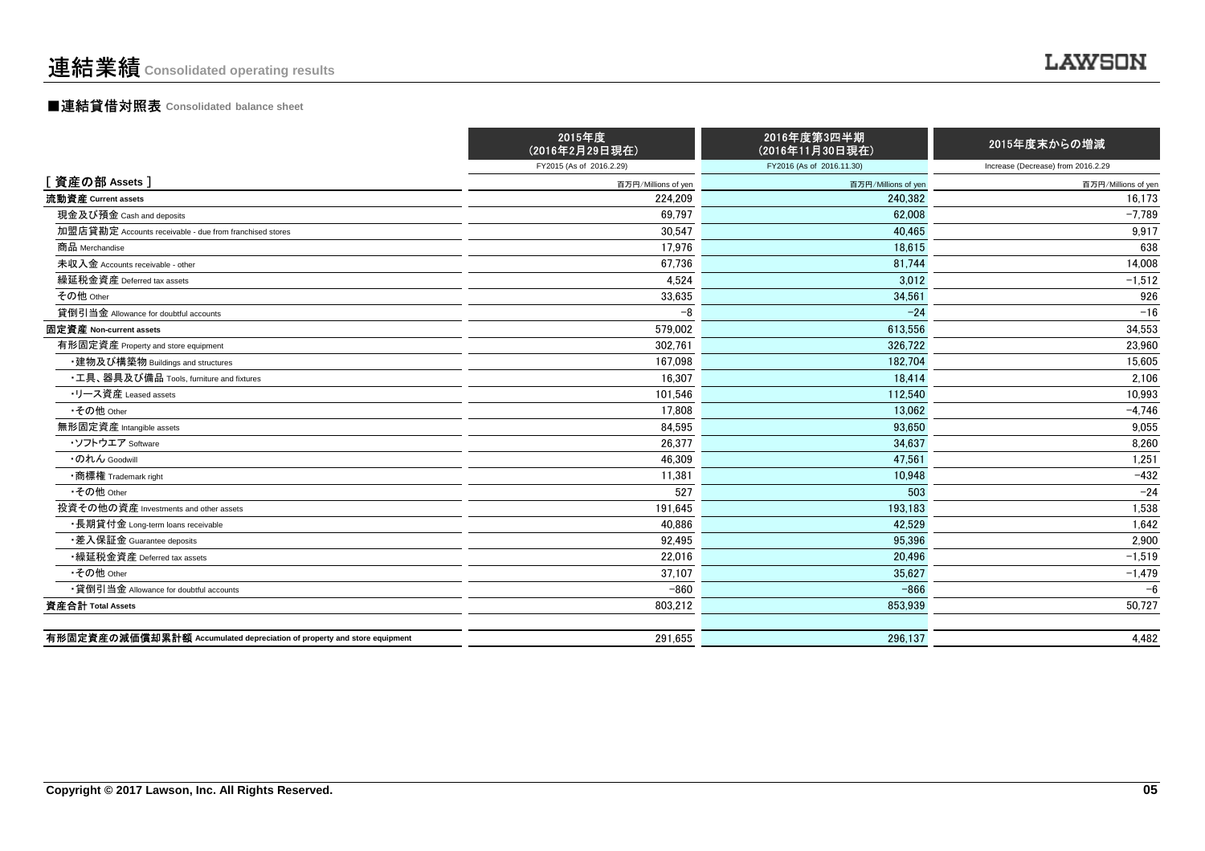# 連結業績 Consolidated operating results

## ■連結貸借対照表 Consolidated balance sheet

| | 2015年度<br>(2016年2月29日現在)<br>FY2015 (As of 2016.2.29) | 2016年度第3四半期<br>(2016年11月30日現在)<br>FY2016 (As of 2016.11.30) | 2015年度末からの増減<br>Increase (Decrease) from 2016.2.29 |
|---|---|---|---|
| [ 資産の部 Assets ] | 百万円/Millions of yen | 百万円/Millions of yen | 百万円/Millions of yen |
| **流動資産 Current assets** | 224,209 | 240,382 | 16,173 |
| 現金及び預金 Cash and deposits | 69,797 | 62,008 | -7,789 |
| 加盟店貸勘定 Accounts receivable - due from franchised stores | 30,547 | 40,465 | 9,917 |
| 商品 Merchandise | 17,976 | 18,615 | 638 |
| 未収入金 Accounts receivable - other | 67,736 | 81,744 | 14,008 |
| 繰延税金資産 Deferred tax assets | 4,524 | 3,012 | -1,512 |
| その他 Other | 33,635 | 34,561 | 926 |
| 貸倒引当金 Allowance for doubtful accounts | -8 | -24 | -16 |
| **固定資産 Non-current assets** | 579,002 | 613,556 | 34,553 |
| 有形固定資産 Property and store equipment | 302,761 | 326,722 | 23,960 |
| ・建物及び構築物 Buildings and structures | 167,098 | 182,704 | 15,605 |
| ・工具、器具及び備品 Tools, furniture and fixtures | 16,307 | 18,414 | 2,106 |
| ・リース資産 Leased assets | 101,546 | 112,540 | 10,993 |
| ・その他 Other | 17,808 | 13,062 | -4,746 |
| 無形固定資産 Intangible assets | 84,595 | 93,650 | 9,055 |
| ・ソフトウエア Software | 26,377 | 34,637 | 8,260 |
| ・のれん Goodwill | 46,309 | 47,561 | 1,251 |
| ・商標権 Trademark right | 11,381 | 10,948 | -432 |
| ・その他 Other | 527 | 503 | -24 |
| 投資その他の資産 Investments and other assets | 191,645 | 193,183 | 1,538 |
| ・長期貸付金 Long-term loans receivable | 40,886 | 42,529 | 1,642 |
| ・差入保証金 Guarantee deposits | 92,495 | 95,396 | 2,900 |
| ・繰延税金資産 Deferred tax assets | 22,016 | 20,496 | -1,519 |
| ・その他 Other | 37,107 | 35,627 | -1,479 |
| ・貸倒引当金 Allowance for doubtful accounts | -860 | -866 | -6 |
| **資産合計 Total Assets** | 803,212 | 853,939 | 50,727 |
| | | | |
| **有形固定資産の減価償却累計額 Accumulated depreciation of property and store equipment** | 291,655 | 296,137 | 4,482 |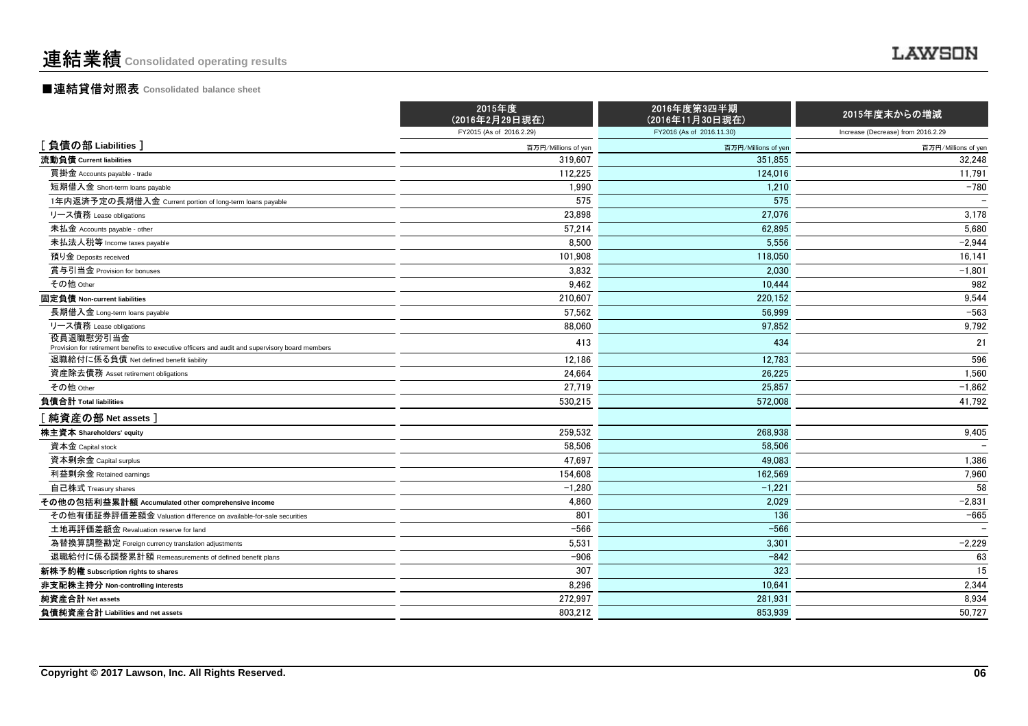# 連結業績 Consolidated operating results

## ■連結貸借対照表 Consolidated balance sheet

| | 2015年度（2016年2月29日現在） FY2015 (As of 2016.2.29) | 2016年度第3四半期（2016年11月30日現在） FY2016 (As of 2016.11.30) | 2015年度末からの増減 Increase (Decrease) from 2016.2.29 |
|---|---|---|---|
| [ 負債の部 Liabilities ] | 百万円/Millions of yen | 百万円/Millions of yen | 百万円/Millions of yen |
| **流動負債 Current liabilities** | 319,607 | 351,855 | 32,248 |
| 買掛金 Accounts payable - trade | 112,225 | 124,016 | 11,791 |
| 短期借入金 Short-term loans payable | 1,990 | 1,210 | −780 |
| 1年内返済予定の長期借入金 Current portion of long-term loans payable | 575 | 575 | − |
| リース債務 Lease obligations | 23,898 | 27,076 | 3,178 |
| 未払金 Accounts payable - other | 57,214 | 62,895 | 5,680 |
| 未払法人税等 Income taxes payable | 8,500 | 5,556 | −2,944 |
| 預り金 Deposits received | 101,908 | 118,050 | 16,141 |
| 賞与引当金 Provision for bonuses | 3,832 | 2,030 | −1,801 |
| その他 Other | 9,462 | 10,444 | 982 |
| **固定負債 Non-current liabilities** | 210,607 | 220,152 | 9,544 |
| 長期借入金 Long-term loans payable | 57,562 | 56,999 | −563 |
| リース債務 Lease obligations | 88,060 | 97,852 | 9,792 |
| 役員退職慰労引当金 Provision for retirement benefits to executive officers and audit and supervisory board members | 413 | 434 | 21 |
| 退職給付に係る負債 Net defined benefit liability | 12,186 | 12,783 | 596 |
| 資産除去債務 Asset retirement obligations | 24,664 | 26,225 | 1,560 |
| その他 Other | 27,719 | 25,857 | −1,862 |
| **負債合計 Total liabilities** | 530,215 | 572,008 | 41,792 |
| [ 純資産の部 Net assets ] | | | |
| **株主資本 Shareholders' equity** | 259,532 | 268,938 | 9,405 |
| 資本金 Capital stock | 58,506 | 58,506 | − |
| 資本剰余金 Capital surplus | 47,697 | 49,083 | 1,386 |
| 利益剰余金 Retained earnings | 154,608 | 162,569 | 7,960 |
| 自己株式 Treasury shares | −1,280 | −1,221 | 58 |
| **その他の包括利益累計額 Accumulated other comprehensive income** | 4,860 | 2,029 | −2,831 |
| その他有価証券評価差額金 Valuation difference on available-for-sale securities | 801 | 136 | −665 |
| 土地再評価差額金 Revaluation reserve for land | −566 | −566 | − |
| 為替換算調整勘定 Foreign currency translation adjustments | 5,531 | 3,301 | −2,229 |
| 退職給付に係る調整累計額 Remeasurements of defined benefit plans | −906 | −842 | 63 |
| **新株予約権 Subscription rights to shares** | 307 | 323 | 15 |
| **非支配株主持分 Non-controlling interests** | 8,296 | 10,641 | 2,344 |
| **純資産合計 Net assets** | 272,997 | 281,931 | 8,934 |
| **負債純資産合計 Liabilities and net assets** | 803,212 | 853,939 | 50,727 |

Copyright © 2017 Lawson, Inc. All Rights Reserved.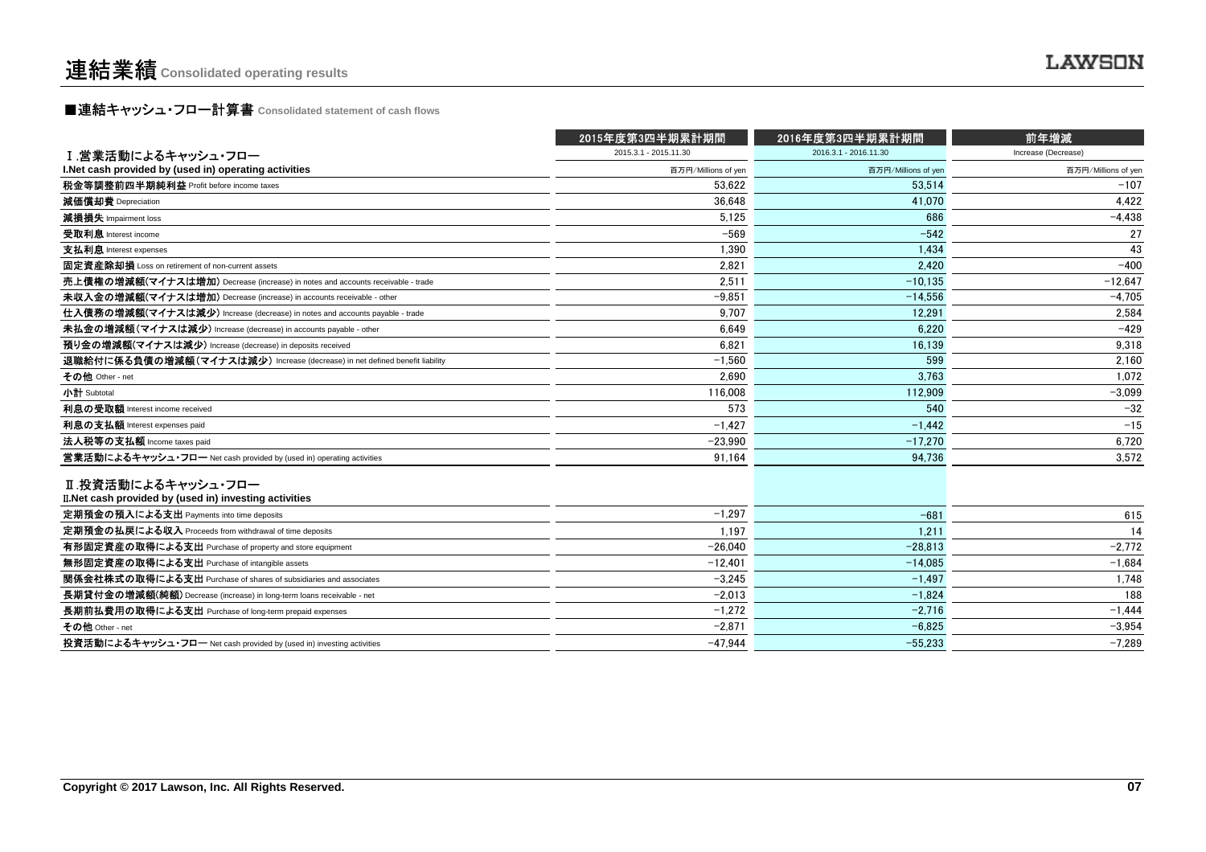# 連結業績 Consolidated operating results

## ■連結キャッシュ・フロー計算書 Consolidated statement of cash flows

| | 2015年度第3四半期累計期間 | 2016年度第3四半期累計期間 | 前年増減 |
|---|---|---|---|
| | 2015.3.1 - 2015.11.30 | 2016.3.1 - 2016.11.30 | Increase (Decrease) |
| **Ⅰ.営業活動によるキャッシュ・フロー** **I.Net cash provided by (used in) operating activities** | 百万円/Millions of yen | 百万円/Millions of yen | 百万円/Millions of yen |
| **税金等調整前四半期純利益** Profit before income taxes | 53,622 | 53,514 | −107 |
| **減価償却費** Depreciation | 36,648 | 41,070 | 4,422 |
| **減損損失** Impairment loss | 5,125 | 686 | −4,438 |
| **受取利息** Interest income | −569 | −542 | 27 |
| **支払利息** Interest expenses | 1,390 | 1,434 | 43 |
| **固定資産除却損** Loss on retirement of non-current assets | 2,821 | 2,420 | −400 |
| **売上債権の増減額(マイナスは増加)** Decrease (increase) in notes and accounts receivable - trade | 2,511 | −10,135 | −12,647 |
| **未収入金の増減額(マイナスは増加)** Decrease (increase) in accounts receivable - other | −9,851 | −14,556 | −4,705 |
| **仕入債務の増減額(マイナスは減少)** Increase (decrease) in notes and accounts payable - trade | 9,707 | 12,291 | 2,584 |
| **未払金の増減額(マイナスは減少)** Increase (decrease) in accounts payable - other | 6,649 | 6,220 | −429 |
| **預り金の増減額(マイナスは減少)** Increase (decrease) in deposits received | 6,821 | 16,139 | 9,318 |
| **退職給付に係る負債の増減額(マイナスは減少)** Increase (decrease) in net defined benefit liability | −1,560 | 599 | 2,160 |
| **その他** Other - net | 2,690 | 3,763 | 1,072 |
| **小計** Subtotal | 116,008 | 112,909 | −3,099 |
| **利息の受取額** Interest income received | 573 | 540 | −32 |
| **利息の支払額** Interest expenses paid | −1,427 | −1,442 | −15 |
| **法人税等の支払額** Income taxes paid | −23,990 | −17,270 | 6,720 |
| **営業活動によるキャッシュ・フロー** Net cash provided by (used in) operating activities | 91,164 | 94,736 | 3,572 |
| **Ⅱ.投資活動によるキャッシュ・フロー** **Ⅱ.Net cash provided by (used in) investing activities** | | | |
| **定期預金の預入による支出** Payments into time deposits | −1,297 | −681 | 615 |
| **定期預金の払戻による収入** Proceeds from withdrawal of time deposits | 1,197 | 1,211 | 14 |
| **有形固定資産の取得による支出** Purchase of property and store equipment | −26,040 | −28,813 | −2,772 |
| **無形固定資産の取得による支出** Purchase of intangible assets | −12,401 | −14,085 | −1,684 |
| **関係会社株式の取得による支出** Purchase of shares of subsidiaries and associates | −3,245 | −1,497 | 1,748 |
| **長期貸付金の増減額(純額)** Decrease (increase) in long-term loans receivable - net | −2,013 | −1,824 | 188 |
| **長期前払費用の取得による支出** Purchase of long-term prepaid expenses | −1,272 | −2,716 | −1,444 |
| **その他** Other - net | −2,871 | −6,825 | −3,954 |
| **投資活動によるキャッシュ・フロー** Net cash provided by (used in) investing activities | −47,944 | −55,233 | −7,289 |

Copyright © 2017 Lawson, Inc. All Rights Reserved.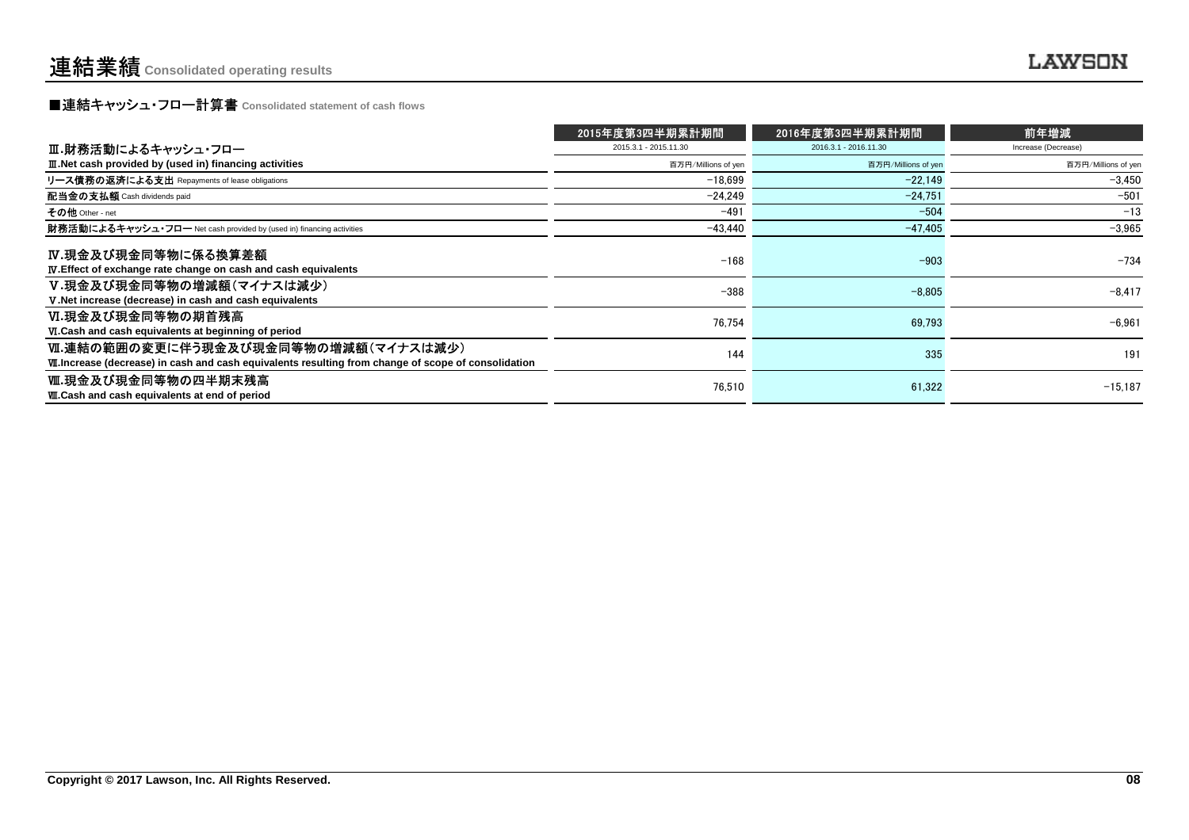# 連結業績 Consolidated operating results

## ■連結キャッシュ・フロー計算書 Consolidated statement of cash flows

| | 2015年度第3四半期累計期間 | 2016年度第3四半期累計期間 | 前年増減 |
|---|---|---|---|
| Ⅲ.財務活動によるキャッシュ・フロー | 2015.3.1 - 2015.11.30 | 2016.3.1 - 2016.11.30 | Increase (Decrease) |
| Ⅲ.Net cash provided by (used in) financing activities | 百万円/Millions of yen | 百万円/Millions of yen | 百万円/Millions of yen |
| リース債務の返済による支出 Repayments of lease obligations | −18,699 | −22,149 | −3,450 |
| 配当金の支払額 Cash dividends paid | −24,249 | −24,751 | −501 |
| その他 Other - net | −491 | −504 | −13 |
| 財務活動によるキャッシュ・フロー Net cash provided by (used in) financing activities | −43,440 | −47,405 | −3,965 |
| Ⅳ.現金及び現金同等物に係る換算差額<br>Ⅳ.Effect of exchange rate change on cash and cash equivalents | −168 | −903 | −734 |
| Ⅴ.現金及び現金同等物の増減額（マイナスは減少）<br>Ⅴ.Net increase (decrease) in cash and cash equivalents | −388 | −8,805 | −8,417 |
| Ⅵ.現金及び現金同等物の期首残高<br>Ⅵ.Cash and cash equivalents at beginning of period | 76,754 | 69,793 | −6,961 |
| Ⅶ.連結の範囲の変更に伴う現金及び現金同等物の増減額（マイナスは減少）<br>Ⅶ.Increase (decrease) in cash and cash equivalents resulting from change of scope of consolidation | 144 | 335 | 191 |
| Ⅷ.現金及び現金同等物の四半期末残高<br>Ⅷ.Cash and cash equivalents at end of period | 76,510 | 61,322 | −15,187 |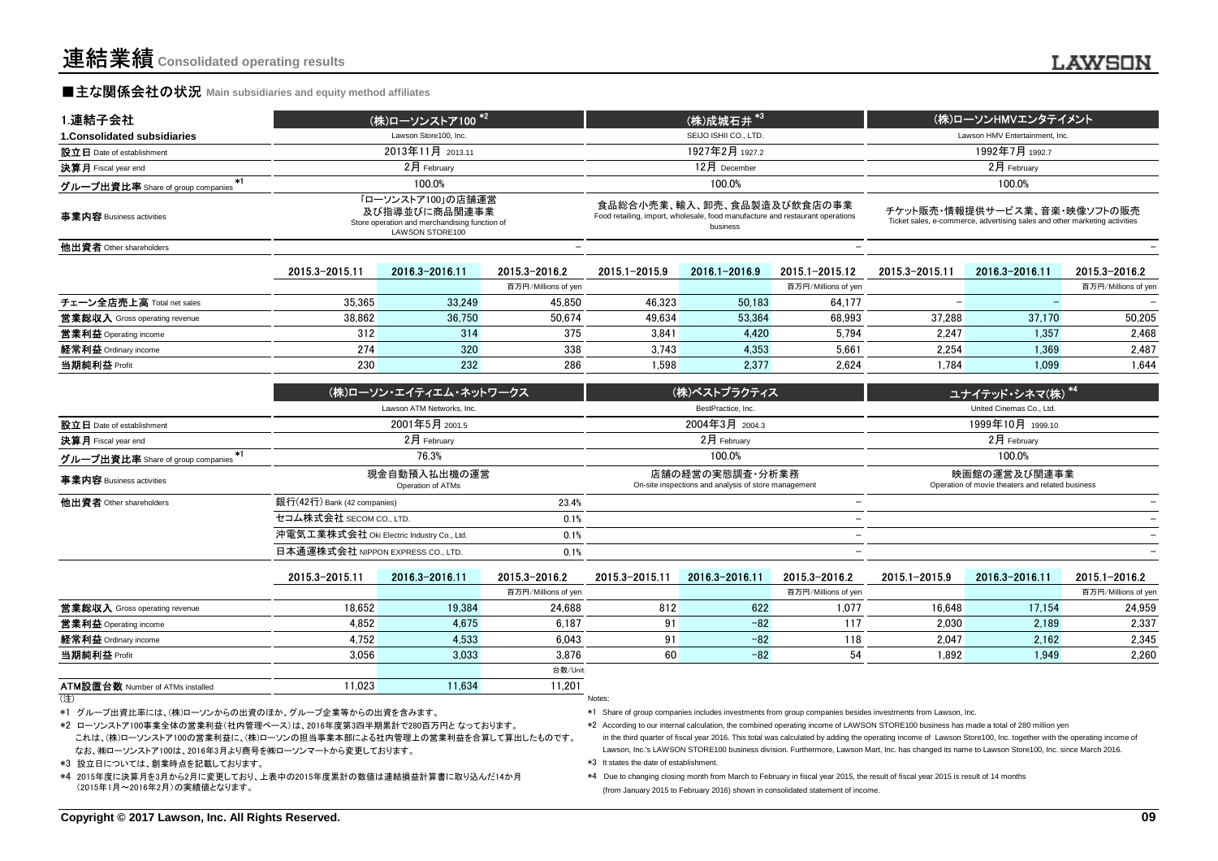# 連結業績 Consolidated operating results

## ■主な関係会社の状況 Main subsidiaries and equity method affiliates

| 1.連結子会社<br>1.Consolidated subsidiaries | (株)ローソンストア100 *2<br>Lawson Store100, Inc. | | | (株)成城石井 *3<br>SEIJO ISHII CO., LTD. | | | (株)ローソンHMVエンタテイメント<br>Lawson HMV Entertainment, Inc. | | |
|---|---|---|---|---|---|---|---|---|---|
| 設立日 Date of establishment | 2013年11月 2013.11 | | | 1927年2月 1927.2 | | | 1992年7月 1992.7 | | |
| 決算月 Fiscal year end | 2月 February | | | 12月 December | | | 2月 February | | |
| グループ出資比率 Share of group companies *1 | 100.0% | | | 100.0% | | | 100.0% | | |
| 事業内容 Business activities | 「ローソンストア100」の店舗運営及び指導並びに商品関連事業<br>Store operation and merchandising function of LAWSON STORE100 | | | 食品総合小売業、輸入、卸売、食品製造及び飲食店の事業<br>Food retailing, import, wholesale, food manufacture and restaurant operations business | | | チケット販売・情報提供サービス業、音楽・映像ソフトの販売<br>Ticket sales, e-commerce, advertising sales and other marketing activities | | |
| 他出資者 Other shareholders | | | − | | | − | | | − |
| | 2015.3−2015.11 | 2016.3−2016.11 | 2015.3−2016.2 | 2015.1−2015.9 | 2016.1−2016.9 | 2015.1−2015.12 | 2015.3−2015.11 | 2016.3−2016.11 | 2015.3−2016.2 |
| | | | 百万円/Millions of yen | | | 百万円/Millions of yen | | | 百万円/Millions of yen |
| チェーン全店売上高 Total net sales | 35,365 | 33,249 | 45,850 | 46,323 | 50,183 | 64,177 | − | − | − |
| 営業総収入 Gross operating revenue | 38,862 | 36,750 | 50,674 | 49,634 | 53,364 | 68,993 | 37,288 | 37,170 | 50,205 |
| 営業利益 Operating income | 312 | 314 | 375 | 3,841 | 4,420 | 5,794 | 2,247 | 1,357 | 2,468 |
| 経常利益 Ordinary income | 274 | 320 | 338 | 3,743 | 4,353 | 5,661 | 2,254 | 1,369 | 2,487 |
| 当期純利益 Profit | 230 | 232 | 286 | 1,598 | 2,377 | 2,624 | 1,784 | 1,099 | 1,644 |

| | (株)ローソン・エイティエム・ネットワークス<br>Lawson ATM Networks, Inc. | | | (株)ベストプラクティス<br>BestPractice, Inc. | | | ユナイテッド・シネマ(株) *4<br>United Cinemas Co., Ltd. | | |
|---|---|---|---|---|---|---|---|---|---|
| 設立日 Date of establishment | 2001年5月 2001.5 | | | 2004年3月 2004.3 | | | 1999年10月 1999.10 | | |
| 決算月 Fiscal year end | 2月 February | | | 2月 February | | | 2月 February | | |
| グループ出資比率 Share of group companies *1 | 76.3% | | | 100.0% | | | 100.0% | | |
| 事業内容 Business activities | 現金自動預入払出機の運営<br>Operation of ATMs | | | 店舗の経営の実態調査・分析業務<br>On-site inspections and analysis of store management | | | 映画館の運営及び関連事業<br>Operation of movie theaters and related business | | |
| 他出資者 Other shareholders | 銀行(42行) Bank (42 companies) | | 23.4% | | | − | | | − |
| | セコム株式会社 SECOM CO., LTD. | | 0.1% | | | − | | | − |
| | 沖電気工業株式会社 Oki Electric Industry Co., Ltd. | | 0.1% | | | − | | | − |
| | 日本通運株式会社 NIPPON EXPRESS CO., LTD. | | 0.1% | | | − | | | − |
| | 2015.3−2015.11 | 2016.3−2016.11 | 2015.3−2016.2 | 2015.3−2015.11 | 2016.3−2016.11 | 2015.3−2016.2 | 2015.1−2015.9 | 2016.3−2016.11 | 2015.1−2016.2 |
| | | | 百万円/Millions of yen | | | 百万円/Millions of yen | | | 百万円/Millions of yen |
| 営業総収入 Gross operating revenue | 18,652 | 19,384 | 24,688 | 812 | 622 | 1,077 | 16,648 | 17,154 | 24,959 |
| 営業利益 Operating income | 4,852 | 4,675 | 6,187 | 91 | −82 | 117 | 2,030 | 2,189 | 2,337 |
| 経常利益 Ordinary income | 4,752 | 4,533 | 6,043 | 91 | −82 | 118 | 2,047 | 2,162 | 2,345 |
| 当期純利益 Profit | 3,056 | 3,033 | 3,876 | 60 | −82 | 54 | 1,892 | 1,949 | 2,260 |
| | | | 台数/Unit | | | | | | |
| ATM設置台数 Number of ATMs installed | 11,023 | 11,634 | 11,201 | | | | | | |

(注)

*1 グループ出資比率には、(株)ローソンからの出資のほか、グループ企業等からの出資を含みます。

*2 ローソンストア100事業全体の営業利益(社内管理ベース)は、2016年度第3四半期累計で280百万円と なっております。
これは、(株)ローソンストア100の営業利益に、(株)ローソンの担当事業本部による社内管理上の営業利益を合算して算出したものです。
なお、㈱ローソンストア100は、2016年3月より商号を㈱ローソンマートから変更しております。

*3 設立日については、創業時点を記載しております。

*4 2015年度に決算月を3月から2月に変更しており、上表中の2015年度累計の数値は連結損益計算書に取り込んだ14か月(2015年1月～2016年2月)の実績値となります。

Notes:

*1 Share of group companies includes investments from group companies besides investments from Lawson, Inc.

*2 According to our internal calculation, the combined operating income of LAWSON STORE100 business has made a total of 280 million yen in the third quarter of fiscal year 2016. This total was calculated by adding the operating income of Lawson Store100, Inc. together with the operating income of Lawson, Inc.'s LAWSON STORE100 business division. Furthermore, Lawson Mart, Inc. has changed its name to Lawson Store100, Inc. since March 2016.

*3 It states the date of establishment.

*4 Due to changing closing month from March to February in fiscal year 2015, the result of fiscal year 2015 is result of 14 months (from January 2015 to February 2016) shown in consolidated statement of income.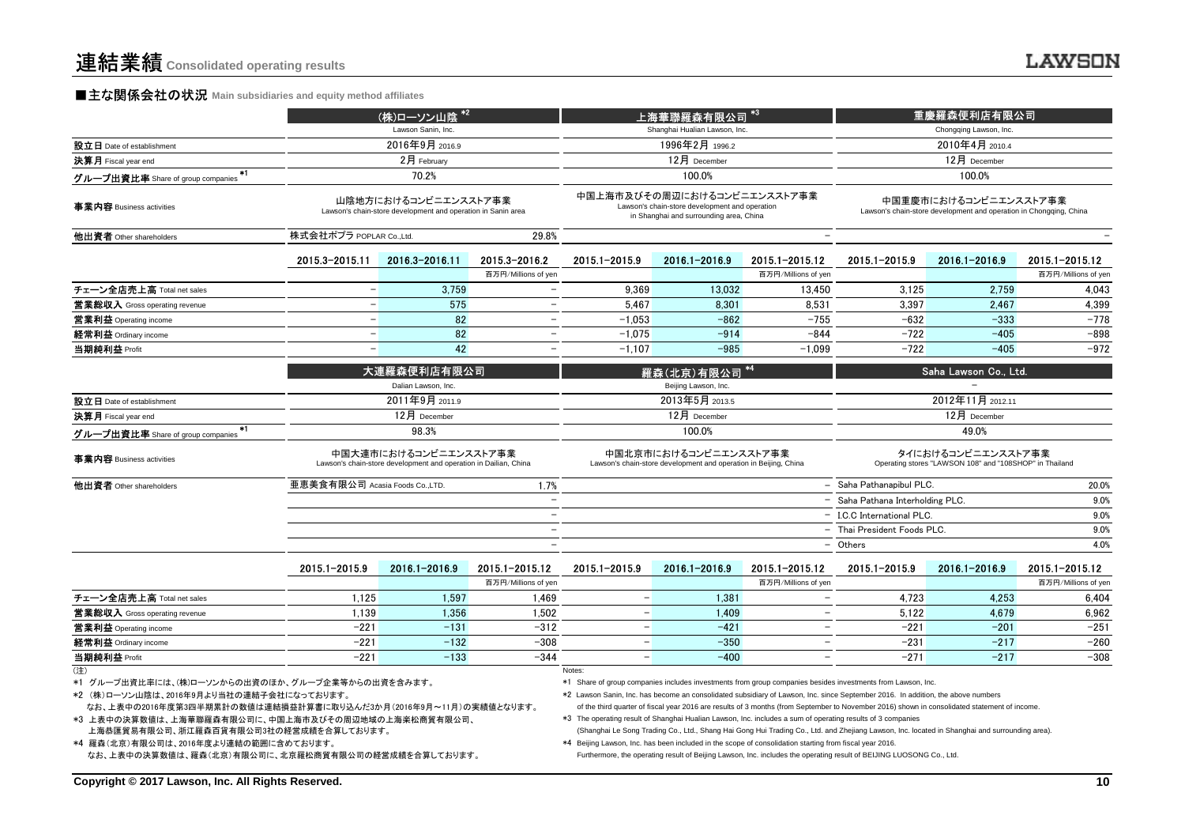# 連結業績 Consolidated operating results

## ■主な関係会社の状況 Main subsidiaries and equity method affiliates

| | (株)ローソン山陰 *2<br>Lawson Sanin, Inc. | | | 上海華聯羅森有限公司 *3<br>Shanghai Hualian Lawson, Inc. | | | 重慶羅森便利店有限公司<br>Chongqing Lawson, Inc. | | |
|---|---|---|---|---|---|---|---|---|---|
| 設立日 Date of establishment | 2016年9月 2016.9 | | | 1996年2月 1996.2 | | | 2010年4月 2010.4 | | |
| 決算月 Fiscal year end | 2月 February | | | 12月 December | | | 12月 December | | |
| グループ出資比率 Share of group companies *1 | 70.2% | | | 100.0% | | | 100.0% | | |
| 事業内容 Business activities | 山陰地方におけるコンビニエンスストア事業<br>Lawson's chain-store development and operation in Sanin area | | | 中国上海市及びその周辺におけるコンビニエンスストア事業<br>Lawson's chain-store development and operation in Shanghai and surrounding area, China | | | 中国重慶市におけるコンビニエンスストア事業<br>Lawson's chain-store development and operation in Chongqing, China | | |
| 他出資者 Other shareholders | 株式会社ポプラ POPLAR Co.,Ltd. | | 29.8% | | | − | | | − |
| | 2015.3-2015.11 | 2016.3-2016.11 | 2015.3-2016.2<br>百万円/Millions of yen | 2015.1-2015.9 | 2016.1-2016.9 | 2015.1-2015.12<br>百万円/Millions of yen | 2015.1-2015.9 | 2016.1-2016.9 | 2015.1-2015.12<br>百万円/Millions of yen |
| チェーン全店売上高 Total net sales | − | 3,759 | − | 9,369 | 13,032 | 13,450 | 3,125 | 2,759 | 4,043 |
| 営業総収入 Gross operating revenue | − | 575 | − | 5,467 | 8,301 | 8,531 | 3,397 | 2,467 | 4,399 |
| 営業利益 Operating income | − | 82 | − | −1,053 | −862 | −755 | −632 | −333 | −778 |
| 経常利益 Ordinary income | − | 82 | − | −1,075 | −914 | −844 | −722 | −405 | −898 |
| 当期純利益 Profit | − | 42 | − | −1,107 | −985 | −1,099 | −722 | −405 | −972 |

| | 大連羅森便利店有限公司<br>Dalian Lawson, Inc. | | | 羅森(北京)有限公司 *4<br>Beijing Lawson, Inc. | | | Saha Lawson Co., Ltd.<br>− | | |
|---|---|---|---|---|---|---|---|---|---|
| 設立日 Date of establishment | 2011年9月 2011.9 | | | 2013年5月 2013.5 | | | 2012年11月 2012.11 | | |
| 決算月 Fiscal year end | 12月 December | | | 12月 December | | | 12月 December | | |
| グループ出資比率 Share of group companies *1 | 98.3% | | | 100.0% | | | 49.0% | | |
| 事業内容 Business activities | 中国大連市におけるコンビニエンスストア事業<br>Lawson's chain-store development and operation in Dailian, China | | | 中国北京市におけるコンビニエンスストア事業<br>Lawson's chain-store development and operation in Beijing, China | | | タイにおけるコンビニエンスストア事業<br>Operating stores "LAWSON 108" and "108SHOP" in Thailand | | |
| 他出資者 Other shareholders | 亜恵美食有限公司 Acasia Foods Co.,LTD. | | 1.7% | | | − | Saha Pathanapibul PLC. | | 20.0% |
| | | | − | | | − | Saha Pathana Interholding PLC. | | 9.0% |
| | | | − | | | − | I.C.C International PLC. | | 9.0% |
| | | | − | | | − | Thai President Foods PLC. | | 9.0% |
| | | | − | | | − | Others | | 4.0% |
| | 2015.1-2015.9 | 2016.1-2016.9 | 2015.1-2015.12<br>百万円/Millions of yen | 2015.1-2015.9 | 2016.1-2016.9 | 2015.1-2015.12<br>百万円/Millions of yen | 2015.1-2015.9 | 2016.1-2016.9 | 2015.1-2015.12<br>百万円/Millions of yen |
| チェーン全店売上高 Total net sales | 1,125 | 1,597 | 1,469 | − | 1,381 | − | 4,723 | 4,253 | 6,404 |
| 営業総収入 Gross operating revenue | 1,139 | 1,356 | 1,502 | − | 1,409 | − | 5,122 | 4,679 | 6,962 |
| 営業利益 Operating income | −221 | −131 | −312 | − | −421 | − | −221 | −201 | −251 |
| 経常利益 Ordinary income | −221 | −132 | −308 | − | −350 | − | −231 | −217 | −260 |
| 当期純利益 Profit | −221 | −133 | −344 | − | −400 | − | −271 | −217 | −308 |

(注)

*1 グループ出資比率には、(株)ローソンからの出資のほか、グループ企業等からの出資を含みます。

*2 (株)ローソン山陰は、2016年9月より当社の連結子会社になっております。
なお、上表中の2016年度第3四半期累計の数値は連結損益計算書に取り込んだ3か月(2016年9月～11月)の実績値となります。

*3 上表中の決算数値は、上海華聯羅森有限公司に、中国上海市及びその周辺地域の上海楽松商貿有限公司、上海恭匯貿易有限公司、浙江羅森百貨有限公司3社の経営成績を合算しております。

*4 羅森(北京)有限公司は、2016年度より連結の範囲に含めております。
なお、上表中の決算数値は、羅森(北京)有限公司に、北京羅松商貿有限公司の経営成績を合算しております。

Notes:

*1 Share of group companies includes investments from group companies besides investments from Lawson, Inc.

*2 Lawson Sanin, Inc. has become an consolidated subsidiary of Lawson, Inc. since September 2016. In addition, the above numbers of the third quarter of fiscal year 2016 are results of 3 months (from September to November 2016) shown in consolidated statement of income.

*3 The operating result of Shanghai Hualian Lawson, Inc. includes a sum of operating results of 3 companies (Shanghai Le Song Trading Co., Ltd., Shang Hai Gong Hui Trading Co., Ltd. and Zhejiang Lawson, Inc. located in Shanghai and surrounding area).

*4 Beijing Lawson, Inc. has been included in the scope of consolidation starting from fiscal year 2016.
Furthermore, the operating result of Beijing Lawson, Inc. includes the operating result of BEIJING LUOSONG Co., Ltd.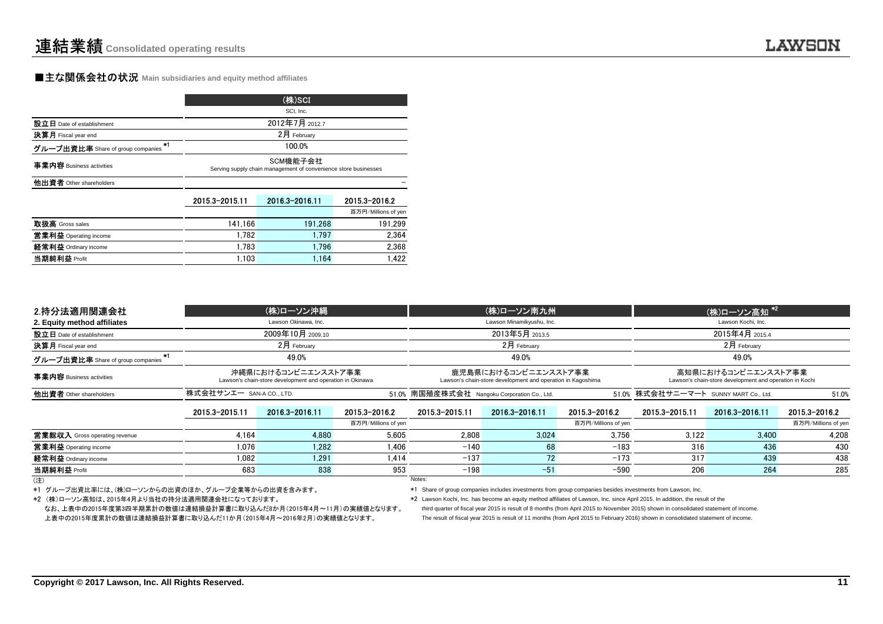# 連結業績 Consolidated operating results

## ■主な関係会社の状況 Main subsidiaries and equity method affiliates

| | (株)SCI<br>SCI, Inc. | | |
|---|---|---|---|
| 設立日 Date of establishment | 2012年7月 2012.7 | | |
| 決算月 Fiscal year end | 2月 February | | |
| グループ出資比率 Share of group companies *1 | 100.0% | | |
| 事業内容 Business activities | SCM機能子会社<br>Serving supply chain management of convenience store businesses | | |
| 他出資者 Other shareholders | | | – |
| | 2015.3-2015.11 | 2016.3-2016.11 | 2015.3-2016.2<br>百万円/Millions of yen |
| 取扱高 Gross sales | 141,166 | 191,268 | 191,299 |
| 営業利益 Operating income | 1,782 | 1,797 | 2,364 |
| 経常利益 Ordinary income | 1,783 | 1,796 | 2,368 |
| 当期純利益 Profit | 1,103 | 1,164 | 1,422 |

## 2.持分法適用関連会社 2. Equity method affiliates

| | (株)ローソン沖縄<br>Lawson Okinawa, Inc. | | | (株)ローソン南九州<br>Lawson Minamikyushu, Inc. | | | (株)ローソン高知 *2<br>Lawson Kochi, Inc. | | |
|---|---|---|---|---|---|---|---|---|---|
| 設立日 Date of establishment | 2009年10月 2009.10 | | | 2013年5月 2013.5 | | | 2015年4月 2015.4 | | |
| 決算月 Fiscal year end | 2月 February | | | 2月 February | | | 2月 February | | |
| グループ出資比率 Share of group companies *1 | 49.0% | | | 49.0% | | | 49.0% | | |
| 事業内容 Business activities | 沖縄県におけるコンビニエンスストア事業<br>Lawson's chain-store development and operation in Okinawa | | | 鹿児島県におけるコンビニエンスストア事業<br>Lawson's chain-store development and operation in Kagoshima | | | 高知県におけるコンビニエンスストア事業<br>Lawson's chain-store development and operation in Kochi | | |
| 他出資者 Other shareholders | 株式会社サンエー SAN-A CO., LTD. | | 51.0% | 南国殖産株式会社 Nangoku Corporation Co., Ltd. | | 51.0% | 株式会社サニーマート SUNNY MART Co., Ltd. | | 51.0% |
| | 2015.3-2015.11 | 2016.3-2016.11 | 2015.3-2016.2<br>百万円/Millions of yen | 2015.3-2015.11 | 2016.3-2016.11 | 2015.3-2016.2<br>百万円/Millions of yen | 2015.3-2015.11 | 2016.3-2016.11 | 2015.3-2016.2<br>百万円/Millions of yen |
| 営業総収入 Gross operating revenue | 4,164 | 4,880 | 5,605 | 2,808 | 3,024 | 3,756 | 3,122 | 3,400 | 4,208 |
| 営業利益 Operating income | 1,076 | 1,282 | 1,406 | −140 | 68 | −183 | 316 | 436 | 430 |
| 経常利益 Ordinary income | 1,082 | 1,291 | 1,414 | −137 | 72 | −173 | 317 | 439 | 438 |
| 当期純利益 Profit | 683 | 838 | 953 | −198 | −51 | −590 | 206 | 264 | 285 |

(注)

*1 グループ出資比率には、(株)ローソンからの出資のほか、グループ企業等からの出資を含みます。

*2 (株)ローソン高知は、2015年4月より当社の持分法適用関連会社になっております。
なお、上表中の2015年度第3四半期累計の数値は連結損益計算書に取り込んだ8か月(2015年4月～11月)の実績値となります。
上表中の2015年度累計の数値は連結損益計算書に取り込んだ11か月(2015年4月～2016年2月)の実績値となります。

Notes:

*1 Share of group companies includes investments from group companies besides investments from Lawson, Inc.

*2 Lawson Kochi, Inc. has become an equity method affiliates of Lawson, Inc. since April 2015. In addition, the result of the third quarter of fiscal year 2015 is result of 8 months (from April 2015 to November 2015) shown in consolidated statement of income.
The result of fiscal year 2015 is result of 11 months (from April 2015 to February 2016) shown in consolidated statement of income.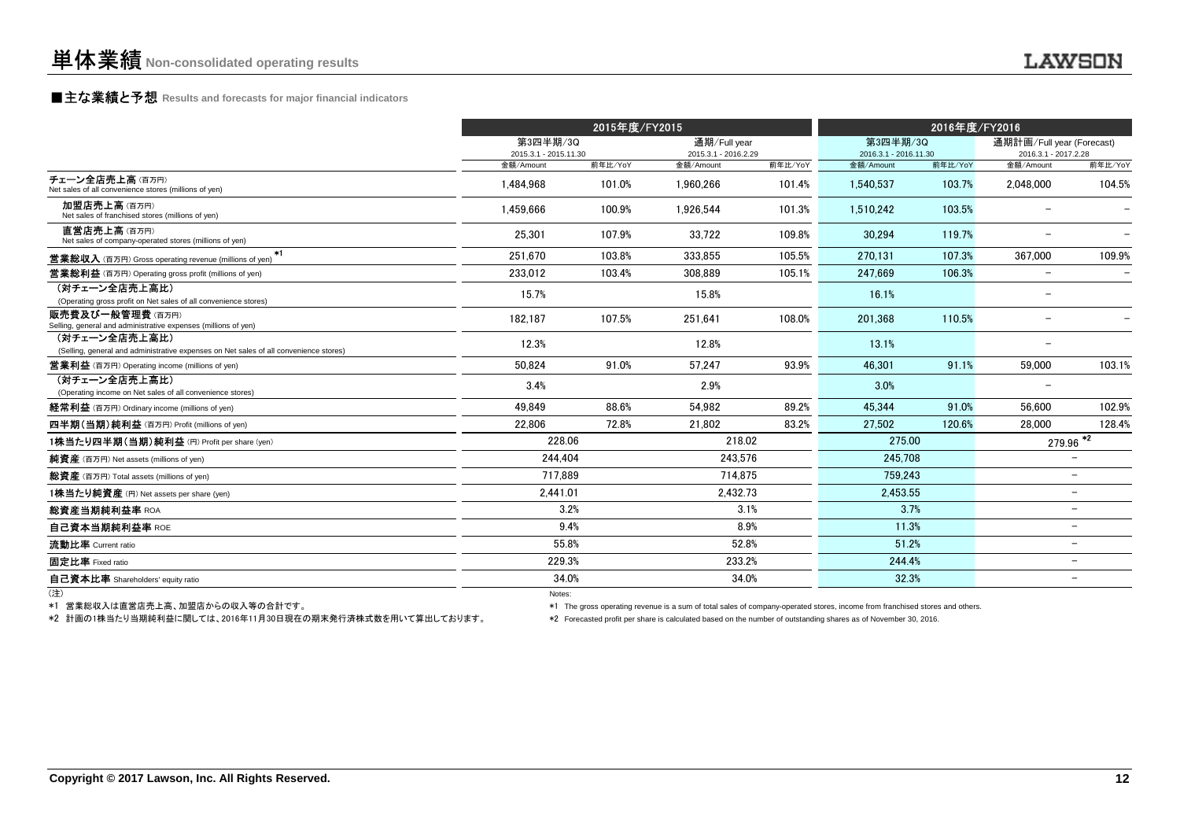# 単体業績 Non-consolidated operating results

## ■主な業績と予想 Results and forecasts for major financial indicators

| | 2015年度/FY2015 | | | | 2016年度/FY2016 | | | |
|---|---|---|---|---|---|---|---|---|
| | 第3四半期/3Q 2015.3.1 - 2015.11.30 | | 通期/Full year 2015.3.1 - 2016.2.29 | | 第3四半期/3Q 2016.3.1 - 2016.11.30 | | 通期計画/Full year (Forecast) 2016.3.1 - 2017.2.28 | |
| | 金額/Amount | 前年比/YoY | 金額/Amount | 前年比/YoY | 金額/Amount | 前年比/YoY | 金額/Amount | 前年比/YoY |
| チェーン全店売上高（百万円） Net sales of all convenience stores (millions of yen) | 1,484,968 | 101.0% | 1,960,266 | 101.4% | 1,540,537 | 103.7% | 2,048,000 | 104.5% |
| 加盟店売上高（百万円） Net sales of franchised stores (millions of yen) | 1,459,666 | 100.9% | 1,926,544 | 101.3% | 1,510,242 | 103.5% | – | – |
| 直営店売上高（百万円） Net sales of company-operated stores (millions of yen) | 25,301 | 107.9% | 33,722 | 109.8% | 30,294 | 119.7% | – | – |
| 営業総収入（百万円） Gross operating revenue (millions of yen) *1 | 251,670 | 103.8% | 333,855 | 105.5% | 270,131 | 107.3% | 367,000 | 109.9% |
| 営業総利益（百万円） Operating gross profit (millions of yen) | 233,012 | 103.4% | 308,889 | 105.1% | 247,669 | 106.3% | – | – |
| （対チェーン全店売上高比） (Operating gross profit on Net sales of all convenience stores) | 15.7% | | 15.8% | | 16.1% | | – | |
| 販売費及び一般管理費（百万円） Selling, general and administrative expenses (millions of yen) | 182,187 | 107.5% | 251,641 | 108.0% | 201,368 | 110.5% | – | – |
| （対チェーン全店売上高比） (Selling, general and administrative expenses on Net sales of all convenience stores) | 12.3% | | 12.8% | | 13.1% | | – | |
| 営業利益（百万円） Operating income (millions of yen) | 50,824 | 91.0% | 57,247 | 93.9% | 46,301 | 91.1% | 59,000 | 103.1% |
| （対チェーン全店売上高比） (Operating income on Net sales of all convenience stores) | 3.4% | | 2.9% | | 3.0% | | – | |
| 経常利益（百万円） Ordinary income (millions of yen) | 49,849 | 88.6% | 54,982 | 89.2% | 45,344 | 91.0% | 56,600 | 102.9% |
| 四半期(当期)純利益（百万円） Profit (millions of yen) | 22,806 | 72.8% | 21,802 | 83.2% | 27,502 | 120.6% | 28,000 | 128.4% |
| 1株当たり四半期(当期)純利益（円） Profit per share (yen) | 228.06 | | 218.02 | | 275.00 | | 279.96 *2 | |
| 純資産（百万円） Net assets (millions of yen) | 244,404 | | 243,576 | | 245,708 | | – | |
| 総資産（百万円） Total assets (millions of yen) | 717,889 | | 714,875 | | 759,243 | | – | |
| 1株当たり純資産（円） Net assets per share (yen) | 2,441.01 | | 2,432.73 | | 2,453.55 | | – | |
| 総資産当期純利益率 ROA | 3.2% | | 3.1% | | 3.7% | | – | |
| 自己資本当期純利益率 ROE | 9.4% | | 8.9% | | 11.3% | | – | |
| 流動比率 Current ratio | 55.8% | | 52.8% | | 51.2% | | – | |
| 固定比率 Fixed ratio | 229.3% | | 233.2% | | 244.4% | | – | |
| 自己資本比率 Shareholders' equity ratio | 34.0% | | 34.0% | | 32.3% | | – | |

（注）

*1 営業総収入は直営店売上高、加盟店からの収入等の合計です。

*2 計画の1株当たり当期純利益に関しては、2016年11月30日現在の期末発行済株式数を用いて算出しております。

Notes:

*1 The gross operating revenue is a sum of total sales of company-operated stores, income from franchised stores and others.

*2 Forecasted profit per share is calculated based on the number of outstanding shares as of November 30, 2016.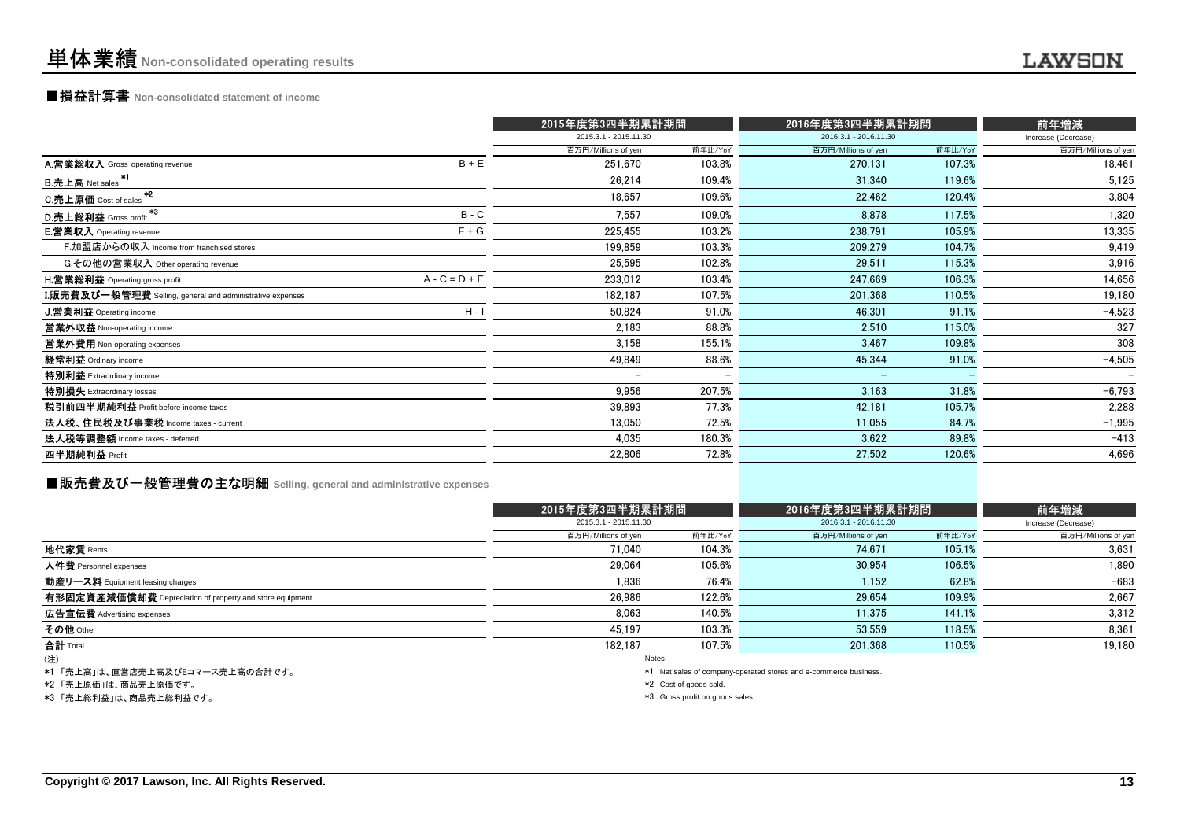# 単体業績 Non-consolidated operating results

## ■損益計算書 Non-consolidated statement of income

| | | 2015年度第3四半期累計期間 2015.3.1 - 2015.11.30 | | 2016年度第3四半期累計期間 2016.3.1 - 2016.11.30 | | 前年増減 Increase (Decrease) |
|---|---|---|---|---|---|---|
| | | 百万円/Millions of yen | 前年比/YoY | 百万円/Millions of yen | 前年比/YoY | 百万円/Millions of yen |
| A.営業総収入 Gross operating revenue | B + E | 251,670 | 103.8% | 270,131 | 107.3% | 18,461 |
| B.売上高 Net sales *1 | | 26,214 | 109.4% | 31,340 | 119.6% | 5,125 |
| C.売上原価 Cost of sales *2 | | 18,657 | 109.6% | 22,462 | 120.4% | 3,804 |
| D.売上総利益 Gross profit *3 | B - C | 7,557 | 109.0% | 8,878 | 117.5% | 1,320 |
| E.営業収入 Operating revenue | F + G | 225,455 | 103.2% | 238,791 | 105.9% | 13,335 |
| F.加盟店からの収入 Income from franchised stores | | 199,859 | 103.3% | 209,279 | 104.7% | 9,419 |
| G.その他の営業収入 Other operating revenue | | 25,595 | 102.8% | 29,511 | 115.3% | 3,916 |
| H.営業総利益 Operating gross profit | A - C = D + E | 233,012 | 103.4% | 247,669 | 106.3% | 14,656 |
| I.販売費及び一般管理費 Selling, general and administrative expenses | | 182,187 | 107.5% | 201,368 | 110.5% | 19,180 |
| J.営業利益 Operating income | H - I | 50,824 | 91.0% | 46,301 | 91.1% | −4,523 |
| 営業外収益 Non-operating income | | 2,183 | 88.8% | 2,510 | 115.0% | 327 |
| 営業外費用 Non-operating expenses | | 3,158 | 155.1% | 3,467 | 109.8% | 308 |
| 経常利益 Ordinary income | | 49,849 | 88.6% | 45,344 | 91.0% | −4,505 |
| 特別利益 Extraordinary income | | − | − | − | − | − |
| 特別損失 Extraordinary losses | | 9,956 | 207.5% | 3,163 | 31.8% | −6,793 |
| 税引前四半期純利益 Profit before income taxes | | 39,893 | 77.3% | 42,181 | 105.7% | 2,288 |
| 法人税、住民税及び事業税 Income taxes - current | | 13,050 | 72.5% | 11,055 | 84.7% | −1,995 |
| 法人税等調整額 Income taxes - deferred | | 4,035 | 180.3% | 3,622 | 89.8% | −413 |
| 四半期純利益 Profit | | 22,806 | 72.8% | 27,502 | 120.6% | 4,696 |

## ■販売費及び一般管理費の主な明細 Selling, general and administrative expenses

| | 2015年度第3四半期累計期間 2015.3.1 - 2015.11.30 | | 2016年度第3四半期累計期間 2016.3.1 - 2016.11.30 | | 前年増減 Increase (Decrease) |
|---|---|---|---|---|---|
| | 百万円/Millions of yen | 前年比/YoY | 百万円/Millions of yen | 前年比/YoY | 百万円/Millions of yen |
| 地代家賃 Rents | 71,040 | 104.3% | 74,671 | 105.1% | 3,631 |
| 人件費 Personnel expenses | 29,064 | 105.6% | 30,954 | 106.5% | 1,890 |
| 動産リース料 Equipment leasing charges | 1,836 | 76.4% | 1,152 | 62.8% | −683 |
| 有形固定資産減価償却費 Depreciation of property and store equipment | 26,986 | 122.6% | 29,654 | 109.9% | 2,667 |
| 広告宣伝費 Advertising expenses | 8,063 | 140.5% | 11,375 | 141.1% | 3,312 |
| その他 Other | 45,197 | 103.3% | 53,559 | 118.5% | 8,361 |
| 合計 Total | 182,187 | 107.5% | 201,368 | 110.5% | 19,180 |

(注)

*1 「売上高」は、直営店売上高及びEコマース売上高の合計です。

*2 「売上原価」は、商品売上原価です。

*3 「売上総利益」は、商品売上総利益です。

Notes:

*1 Net sales of company-operated stores and e-commerce business.

*2 Cost of goods sold.

*3 Gross profit on goods sales.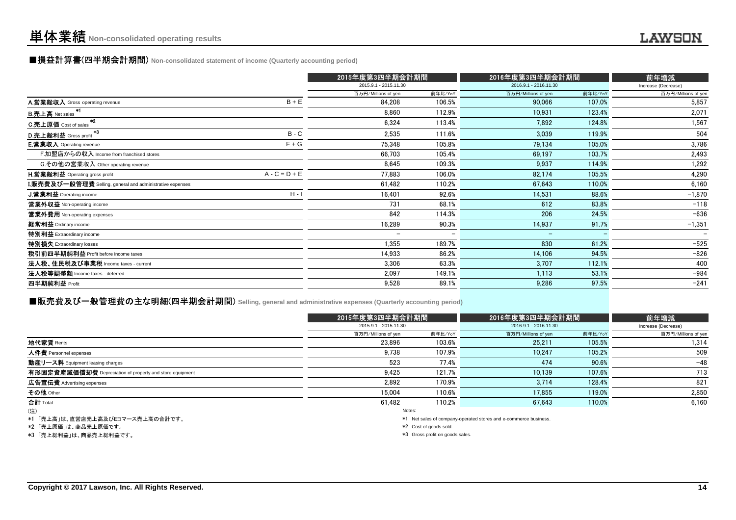# 単体業績 Non-consolidated operating results

## ■損益計算書(四半期会計期間) Non-consolidated statement of income (Quarterly accounting period)

| | | 2015年度第3四半期会計期間 2015.9.1 - 2015.11.30 | | 2016年度第3四半期会計期間 2016.9.1 - 2016.11.30 | | 前年増減 Increase (Decrease) |
|---|---|---|---|---|---|---|
| | | 百万円/Millions of yen | 前年比/YoY | 百万円/Millions of yen | 前年比/YoY | 百万円/Millions of yen |
| A.営業総収入 Gross operating revenue | B + E | 84,208 | 106.5% | 90,066 | 107.0% | 5,857 |
| B.売上高 Net sales *1 | | 8,860 | 112.9% | 10,931 | 123.4% | 2,071 |
| C.売上原価 Cost of sales *2 | | 6,324 | 113.4% | 7,892 | 124.8% | 1,567 |
| D.売上総利益 Gross profit *3 | B - C | 2,535 | 111.6% | 3,039 | 119.9% | 504 |
| E.営業収入 Operating revenue | F + G | 75,348 | 105.8% | 79,134 | 105.0% | 3,786 |
| F.加盟店からの収入 Income from franchised stores | | 66,703 | 105.4% | 69,197 | 103.7% | 2,493 |
| G.その他の営業収入 Other operating revenue | | 8,645 | 109.3% | 9,937 | 114.9% | 1,292 |
| H.営業総利益 Operating gross profit | A - C = D + E | 77,883 | 106.0% | 82,174 | 105.5% | 4,290 |
| I.販売費及び一般管理費 Selling, general and administrative expenses | | 61,482 | 110.2% | 67,643 | 110.0% | 6,160 |
| J.営業利益 Operating income | H - I | 16,401 | 92.6% | 14,531 | 88.6% | −1,870 |
| 営業外収益 Non-operating income | | 731 | 68.1% | 612 | 83.8% | −118 |
| 営業外費用 Non-operating expenses | | 842 | 114.3% | 206 | 24.5% | −636 |
| 経常利益 Ordinary income | | 16,289 | 90.3% | 14,937 | 91.7% | −1,351 |
| 特別利益 Extraordinary income | | − | − | − | − | − |
| 特別損失 Extraordinary losses | | 1,355 | 189.7% | 830 | 61.2% | −525 |
| 税引前四半期純利益 Profit before income taxes | | 14,933 | 86.2% | 14,106 | 94.5% | −826 |
| 法人税、住民税及び事業税 Income taxes - current | | 3,306 | 63.3% | 3,707 | 112.1% | 400 |
| 法人税等調整額 Income taxes - deferred | | 2,097 | 149.1% | 1,113 | 53.1% | −984 |
| 四半期純利益 Profit | | 9,528 | 89.1% | 9,286 | 97.5% | −241 |

## ■販売費及び一般管理費の主な明細(四半期会計期間) Selling, general and administrative expenses (Quarterly accounting period)

| | 2015年度第3四半期会計期間 2015.9.1 - 2015.11.30 | | 2016年度第3四半期会計期間 2016.9.1 - 2016.11.30 | | 前年増減 Increase (Decrease) |
|---|---|---|---|---|---|
| | 百万円/Millions of yen | 前年比/YoY | 百万円/Millions of yen | 前年比/YoY | 百万円/Millions of yen |
| 地代家賃 Rents | 23,896 | 103.6% | 25,211 | 105.5% | 1,314 |
| 人件費 Personnel expenses | 9,738 | 107.9% | 10,247 | 105.2% | 509 |
| 動産リース料 Equipment leasing charges | 523 | 77.4% | 474 | 90.6% | −48 |
| 有形固定資産減価償却費 Depreciation of property and store equipment | 9,425 | 121.7% | 10,139 | 107.6% | 713 |
| 広告宣伝費 Advertising expenses | 2,892 | 170.9% | 3,714 | 128.4% | 821 |
| その他 Other | 15,004 | 110.6% | 17,855 | 119.0% | 2,850 |
| 合計 Total | 61,482 | 110.2% | 67,643 | 110.0% | 6,160 |

(注)

*1 「売上高」は、直営店売上高及びEコマース売上高の合計です。

*2 「売上原価」は、商品売上原価です。

*3 「売上総利益」は、商品売上総利益です。

Notes:

*1 Net sales of company-operated stores and e-commerce business.

*2 Cost of goods sold.

*3 Gross profit on goods sales.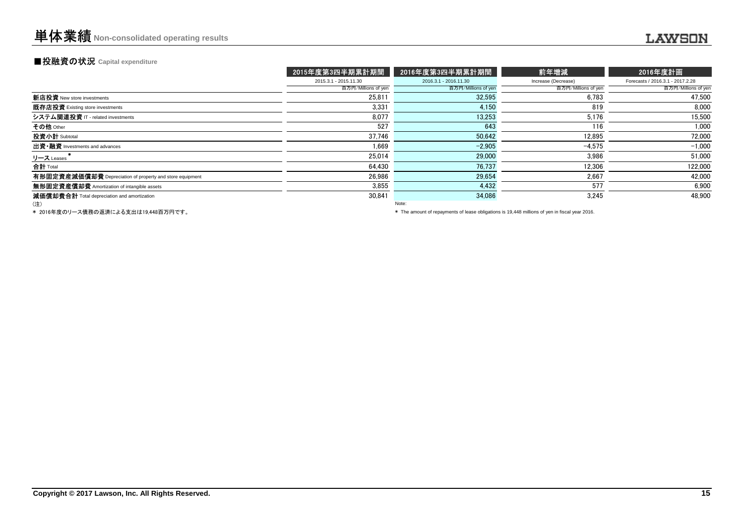# 単体業績 Non-consolidated operating results

## ■投融資の状況 Capital expenditure

| | 2015年度第3四半期累計期間 | 2016年度第3四半期累計期間 | 前年増減 | 2016年度計画 |
|---|---|---|---|---|
| | 2015.3.1 - 2015.11.30 | 2016.3.1 - 2016.11.30 | Increase (Decrease) | Forecasts / 2016.3.1 - 2017.2.28 |
| | 百万円/Millions of yen | 百万円/Millions of yen | 百万円/Millions of yen | 百万円/Millions of yen |
| **新店投資** New store investments | 25,811 | 32,595 | 6,783 | 47,500 |
| **既存店投資** Existing store investments | 3,331 | 4,150 | 819 | 8,000 |
| **システム関連投資** IT - related investments | 8,077 | 13,253 | 5,176 | 15,500 |
| **その他** Other | 527 | 643 | 116 | 1,000 |
| **投資小計** Subtotal | 37,746 | 50,642 | 12,895 | 72,000 |
| **出資・融資** Investments and advances | 1,669 | −2,905 | −4,575 | −1,000 |
| **リース** Leases * | 25,014 | 29,000 | 3,986 | 51,000 |
| **合計** Total | 64,430 | 76,737 | 12,306 | 122,000 |
| **有形固定資産減価償却費** Depreciation of property and store equipment | 26,986 | 29,654 | 2,667 | 42,000 |
| **無形固定資産償却費** Amortization of intangible assets | 3,855 | 4,432 | 577 | 6,900 |
| **減価償却費合計** Total depreciation and amortization | 30,841 | 34,086 | 3,245 | 48,900 |

（注）

* 2016年度のリース債務の返済による支出は19,448百万円です。

Note:

* The amount of repayments of lease obligations is 19,448 millions of yen in fiscal year 2016.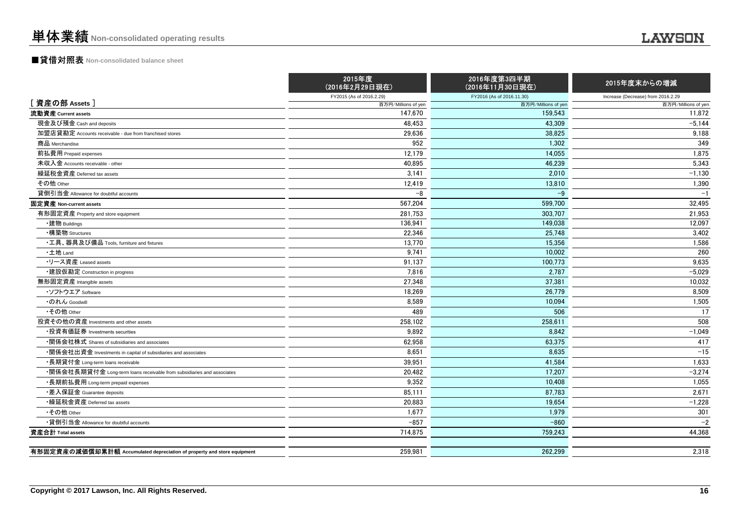# 単体業績 Non-consolidated operating results

## ■貸借対照表 Non-consolidated balance sheet

| [ 資産の部 Assets ] | 2015年度 (2016年2月29日現在) FY2015 (As of 2016.2.29) 百万円/Millions of yen | 2016年度第3四半期 (2016年11月30日現在) FY2016 (As of 2016.11.30) 百万円/Millions of yen | 2015年度末からの増減 Increase (Decrease) from 2016.2.29 百万円/Millions of yen |
|---|---|---|---|
| **流動資産 Current assets** | 147,670 | 159,543 | 11,872 |
| 現金及び預金 Cash and deposits | 48,453 | 43,309 | −5,144 |
| 加盟店貸勘定 Accounts receivable - due from franchised stores | 29,636 | 38,825 | 9,188 |
| 商品 Merchandise | 952 | 1,302 | 349 |
| 前払費用 Prepaid expenses | 12,179 | 14,055 | 1,875 |
| 未収入金 Accounts receivable - other | 40,895 | 46,239 | 5,343 |
| 繰延税金資産 Deferred tax assets | 3,141 | 2,010 | −1,130 |
| その他 Other | 12,419 | 13,810 | 1,390 |
| 貸倒引当金 Allowance for doubtful accounts | −8 | −9 | −1 |
| **固定資産 Non-current assets** | 567,204 | 599,700 | 32,495 |
| 有形固定資産 Property and store equipment | 281,753 | 303,707 | 21,953 |
| ・建物 Buildings | 136,941 | 149,038 | 12,097 |
| ・構築物 Structures | 22,346 | 25,748 | 3,402 |
| ・工具、器具及び備品 Tools, furniture and fixtures | 13,770 | 15,356 | 1,586 |
| ・土地 Land | 9,741 | 10,002 | 260 |
| ・リース資産 Leased assets | 91,137 | 100,773 | 9,635 |
| ・建設仮勘定 Construction in progress | 7,816 | 2,787 | −5,029 |
| 無形固定資産 Intangible assets | 27,348 | 37,381 | 10,032 |
| ・ソフトウエア Software | 18,269 | 26,779 | 8,509 |
| ・のれん Goodwill | 8,589 | 10,094 | 1,505 |
| ・その他 Other | 489 | 506 | 17 |
| 投資その他の資産 Investments and other assets | 258,102 | 258,611 | 508 |
| ・投資有価証券 Investments securities | 9,892 | 8,842 | −1,049 |
| ・関係会社株式 Shares of subsidiaries and associates | 62,958 | 63,375 | 417 |
| ・関係会社出資金 Investments in capital of subsidiaries and associates | 8,651 | 8,635 | −15 |
| ・長期貸付金 Long-term loans receivable | 39,951 | 41,584 | 1,633 |
| ・関係会社長期貸付金 Long-term loans receivable from subsidiaries and associates | 20,482 | 17,207 | −3,274 |
| ・長期前払費用 Long-term prepaid expenses | 9,352 | 10,408 | 1,055 |
| ・差入保証金 Guarantee deposits | 85,111 | 87,783 | 2,671 |
| ・繰延税金資産 Deferred tax assets | 20,883 | 19,654 | −1,228 |
| ・その他 Other | 1,677 | 1,979 | 301 |
| ・貸倒引当金 Allowance for doubtful accounts | −857 | −860 | −2 |
| **資産合計 Total assets** | 714,875 | 759,243 | 44,368 |
| | | | |
| **有形固定資産の減価償却累計額 Accumulated depreciation of property and store equipment** | 259,981 | 262,299 | 2,318 |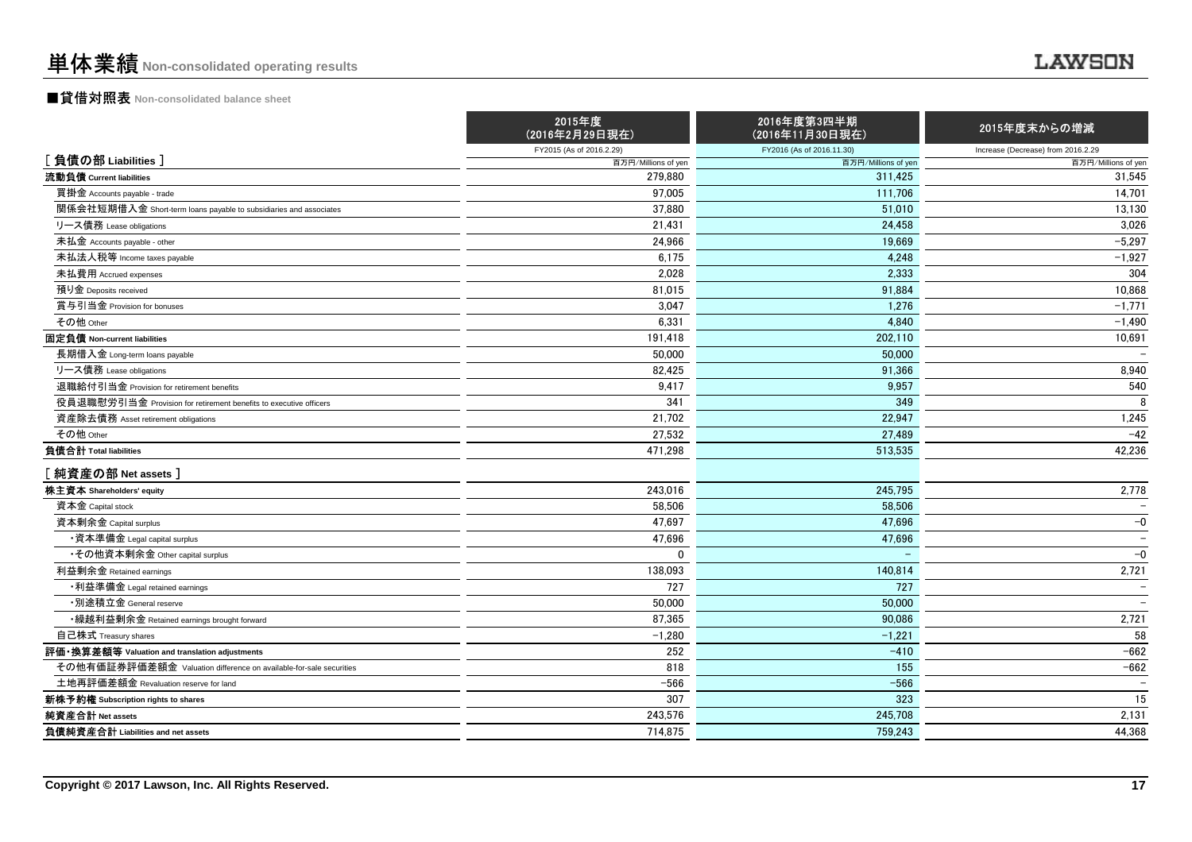# 単体業績 Non-consolidated operating results

## ■貸借対照表 Non-consolidated balance sheet

| | 2015年度<br>(2016年2月29日現在)<br>FY2015 (As of 2016.2.29) | 2016年度第3四半期<br>(2016年11月30日現在)<br>FY2016 (As of 2016.11.30) | 2015年度末からの増減<br>Increase (Decrease) from 2016.2.29 |
|---|---|---|---|
| [ 負債の部 Liabilities ] | 百万円/Millions of yen | 百万円/Millions of yen | 百万円/Millions of yen |
| **流動負債 Current liabilities** | 279,880 | 311,425 | 31,545 |
| 買掛金 Accounts payable - trade | 97,005 | 111,706 | 14,701 |
| 関係会社短期借入金 Short-term loans payable to subsidiaries and associates | 37,880 | 51,010 | 13,130 |
| リース債務 Lease obligations | 21,431 | 24,458 | 3,026 |
| 未払金 Accounts payable - other | 24,966 | 19,669 | −5,297 |
| 未払法人税等 Income taxes payable | 6,175 | 4,248 | −1,927 |
| 未払費用 Accrued expenses | 2,028 | 2,333 | 304 |
| 預り金 Deposits received | 81,015 | 91,884 | 10,868 |
| 賞与引当金 Provision for bonuses | 3,047 | 1,276 | −1,771 |
| その他 Other | 6,331 | 4,840 | −1,490 |
| **固定負債 Non-current liabilities** | 191,418 | 202,110 | 10,691 |
| 長期借入金 Long-term loans payable | 50,000 | 50,000 | − |
| リース債務 Lease obligations | 82,425 | 91,366 | 8,940 |
| 退職給付引当金 Provision for retirement benefits | 9,417 | 9,957 | 540 |
| 役員退職慰労引当金 Provision for retirement benefits to executive officers | 341 | 349 | 8 |
| 資産除去債務 Asset retirement obligations | 21,702 | 22,947 | 1,245 |
| その他 Other | 27,532 | 27,489 | −42 |
| **負債合計 Total liabilities** | 471,298 | 513,535 | 42,236 |
| [ 純資産の部 Net assets ] | | | |
| **株主資本 Shareholders' equity** | 243,016 | 245,795 | 2,778 |
| 資本金 Capital stock | 58,506 | 58,506 | − |
| 資本剰余金 Capital surplus | 47,697 | 47,696 | −0 |
| ・資本準備金 Legal capital surplus | 47,696 | 47,696 | − |
| ・その他資本剰余金 Other capital surplus | 0 | − | −0 |
| 利益剰余金 Retained earnings | 138,093 | 140,814 | 2,721 |
| ・利益準備金 Legal retained earnings | 727 | 727 | − |
| ・別途積立金 General reserve | 50,000 | 50,000 | − |
| ・繰越利益剰余金 Retained earnings brought forward | 87,365 | 90,086 | 2,721 |
| 自己株式 Treasury shares | −1,280 | −1,221 | 58 |
| **評価・換算差額等 Valuation and translation adjustments** | 252 | −410 | −662 |
| その他有価証券評価差額金 Valuation difference on available-for-sale securities | 818 | 155 | −662 |
| 土地再評価差額金 Revaluation reserve for land | −566 | −566 | − |
| **新株予約権 Subscription rights to shares** | 307 | 323 | 15 |
| **純資産合計 Net assets** | 243,576 | 245,708 | 2,131 |
| **負債純資産合計 Liabilities and net assets** | 714,875 | 759,243 | 44,368 |

Copyright © 2017 Lawson, Inc. All Rights Reserved.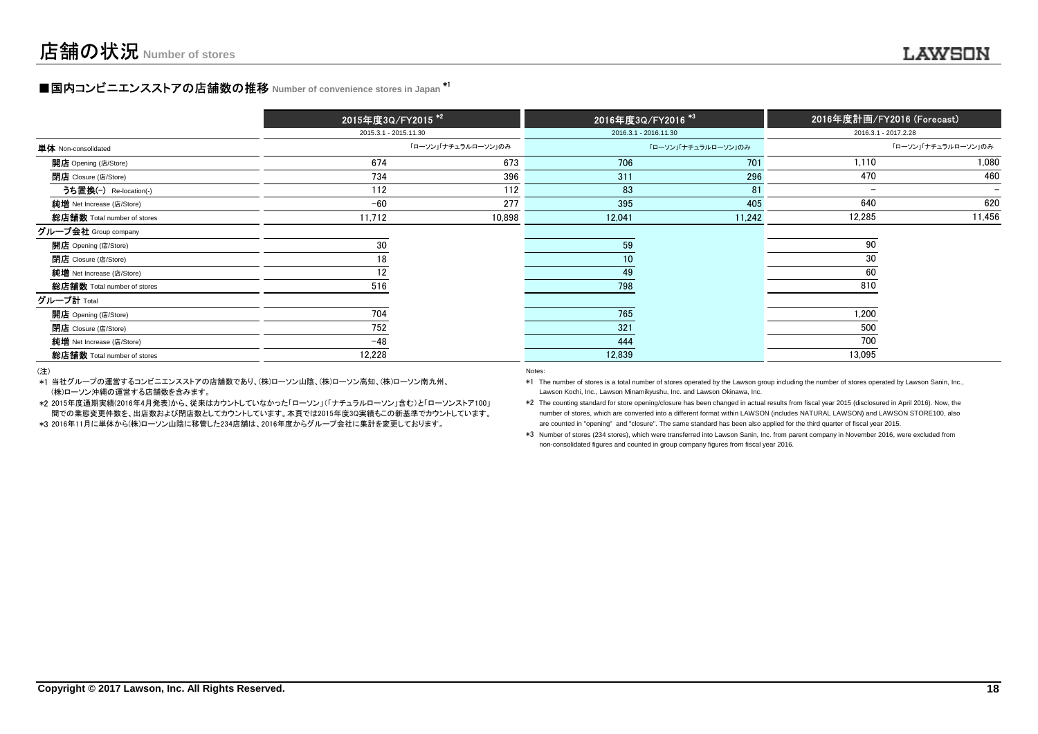# 店舗の状況 Number of stores

## ■国内コンビニエンスストアの店舗数の推移 Number of convenience stores in Japan *1

| | 2015年度3Q/FY2015 *2 | | 2016年度3Q/FY2016 *3 | | 2016年度計画/FY2016 (Forecast) | |
|---|---|---|---|---|---|---|
| | 2015.3.1 - 2015.11.30 | | 2016.3.1 - 2016.11.30 | | 2016.3.1 - 2017.2.28 | |
| **単体** Non-consolidated | | 「ローソン」「ナチュラルローソン」のみ | | 「ローソン」「ナチュラルローソン」のみ | | 「ローソン」「ナチュラルローソン」のみ |
| **開店** Opening (店/Store) | 674 | 673 | 706 | 701 | 1,110 | 1,080 |
| **閉店** Closure (店/Store) | 734 | 396 | 311 | 296 | 470 | 460 |
| **うち置換(-)** Re-location(-) | 112 | 112 | 83 | 81 | － | － |
| **純増** Net Increase (店/Store) | -60 | 277 | 395 | 405 | 640 | 620 |
| **総店舗数** Total number of stores | 11,712 | 10,898 | 12,041 | 11,242 | 12,285 | 11,456 |
| **グループ会社** Group company | | | | | | |
| **開店** Opening (店/Store) | 30 | | 59 | | 90 | |
| **閉店** Closure (店/Store) | 18 | | 10 | | 30 | |
| **純増** Net Increase (店/Store) | 12 | | 49 | | 60 | |
| **総店舗数** Total number of stores | 516 | | 798 | | 810 | |
| **グループ計** Total | | | | | | |
| **開店** Opening (店/Store) | 704 | | 765 | | 1,200 | |
| **閉店** Closure (店/Store) | 752 | | 321 | | 500 | |
| **純増** Net Increase (店/Store) | -48 | | 444 | | 700 | |
| **総店舗数** Total number of stores | 12,228 | | 12,839 | | 13,095 | |

(注)

*1 当社グループの運営するコンビニエンスストアの店舗数であり、(株)ローソン山陰、(株)ローソン高知、(株)ローソン南九州、(株)ローソン沖縄の運営する店舗数を含みます。

*2 2015年度通期実績(2016年4月発表)から、従来はカウントしていなかった「ローソン」(「ナチュラルローソン」含む)と「ローソンストア100」間での業態変更件数を、出店数および閉店数としてカウントしています。本頁では2015年度3Q実績もこの新基準でカウントしています。

*3 2016年11月に単体から(株)ローソン山陰に移管した234店舗は、2016年度からグループ会社に集計を変更しております。

Notes:

*1 The number of stores is a total number of stores operated by the Lawson group including the number of stores operated by Lawson Sanin, Inc., Lawson Kochi, Inc., Lawson Minamikyushu, Inc. and Lawson Okinawa, Inc.

*2 The counting standard for store opening/closure has been changed in actual results from fiscal year 2015 (disclosured in April 2016). Now, the number of stores, which are converted into a different format within LAWSON (includes NATURAL LAWSON) and LAWSON STORE100, also are counted in "opening" and "closure". The same standard has been also applied for the third quarter of fiscal year 2015.

*3 Number of stores (234 stores), which were transferred into Lawson Sanin, Inc. from parent company in November 2016, were excluded from non-consolidated figures and counted in group company figures from fiscal year 2016.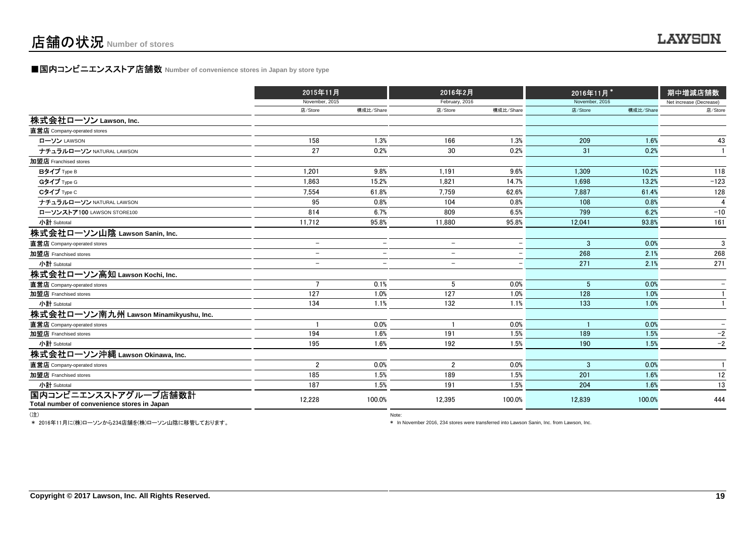# 店舗の状況 Number of stores

■国内コンビニエンスストア店舗数 Number of convenience stores in Japan by store type

| | 2015年11月 November, 2015 | | 2016年2月 February, 2016 | | 2016年11月 * November, 2016 | | 期中増減店舗数 Net increase (Decrease) |
|---|---|---|---|---|---|---|---|
| | 店/Store | 構成比/Share | 店/Store | 構成比/Share | 店/Store | 構成比/Share | 店/Store |
| **株式会社ローソン Lawson, Inc.** | | | | | | | |
| 直営店 Company-operated stores | | | | | | | |
| ローソン LAWSON | 158 | 1.3% | 166 | 1.3% | 209 | 1.6% | 43 |
| ナチュラルローソン NATURAL LAWSON | 27 | 0.2% | 30 | 0.2% | 31 | 0.2% | 1 |
| 加盟店 Franchised stores | | | | | | | |
| Bタイプ Type B | 1,201 | 9.8% | 1,191 | 9.6% | 1,309 | 10.2% | 118 |
| Gタイプ Type G | 1,863 | 15.2% | 1,821 | 14.7% | 1,698 | 13.2% | −123 |
| Cタイプ Type C | 7,554 | 61.8% | 7,759 | 62.6% | 7,887 | 61.4% | 128 |
| ナチュラルローソン NATURAL LAWSON | 95 | 0.8% | 104 | 0.8% | 108 | 0.8% | 4 |
| ローソンストア100 LAWSON STORE100 | 814 | 6.7% | 809 | 6.5% | 799 | 6.2% | −10 |
| 小計 Subtotal | 11,712 | 95.8% | 11,880 | 95.8% | 12,041 | 93.8% | 161 |
| **株式会社ローソン山陰 Lawson Sanin, Inc.** | | | | | | | |
| 直営店 Company-operated stores | − | − | − | − | 3 | 0.0% | 3 |
| 加盟店 Franchised stores | − | − | − | − | 268 | 2.1% | 268 |
| 小計 Subtotal | − | − | − | − | 271 | 2.1% | 271 |
| **株式会社ローソン高知 Lawson Kochi, Inc.** | | | | | | | |
| 直営店 Company-operated stores | 7 | 0.1% | 5 | 0.0% | 5 | 0.0% | − |
| 加盟店 Franchised stores | 127 | 1.0% | 127 | 1.0% | 128 | 1.0% | 1 |
| 小計 Subtotal | 134 | 1.1% | 132 | 1.1% | 133 | 1.0% | 1 |
| **株式会社ローソン南九州 Lawson Minamikyushu, Inc.** | | | | | | | |
| 直営店 Company-operated stores | 1 | 0.0% | 1 | 0.0% | 1 | 0.0% | − |
| 加盟店 Franchised stores | 194 | 1.6% | 191 | 1.5% | 189 | 1.5% | −2 |
| 小計 Subtotal | 195 | 1.6% | 192 | 1.5% | 190 | 1.5% | −2 |
| **株式会社ローソン沖縄 Lawson Okinawa, Inc.** | | | | | | | |
| 直営店 Company-operated stores | 2 | 0.0% | 2 | 0.0% | 3 | 0.0% | 1 |
| 加盟店 Franchised stores | 185 | 1.5% | 189 | 1.5% | 201 | 1.6% | 12 |
| 小計 Subtotal | 187 | 1.5% | 191 | 1.5% | 204 | 1.6% | 13 |
| **国内コンビニエンスストアグループ店舗数計 Total number of convenience stores in Japan** | 12,228 | 100.0% | 12,395 | 100.0% | 12,839 | 100.0% | 444 |

(注)
* 2016年11月に(株)ローソンから234店舗を(株)ローソン山陰に移管しております。

Note:
* In November 2016, 234 stores were transferred into Lawson Sanin, Inc. from Lawson, Inc.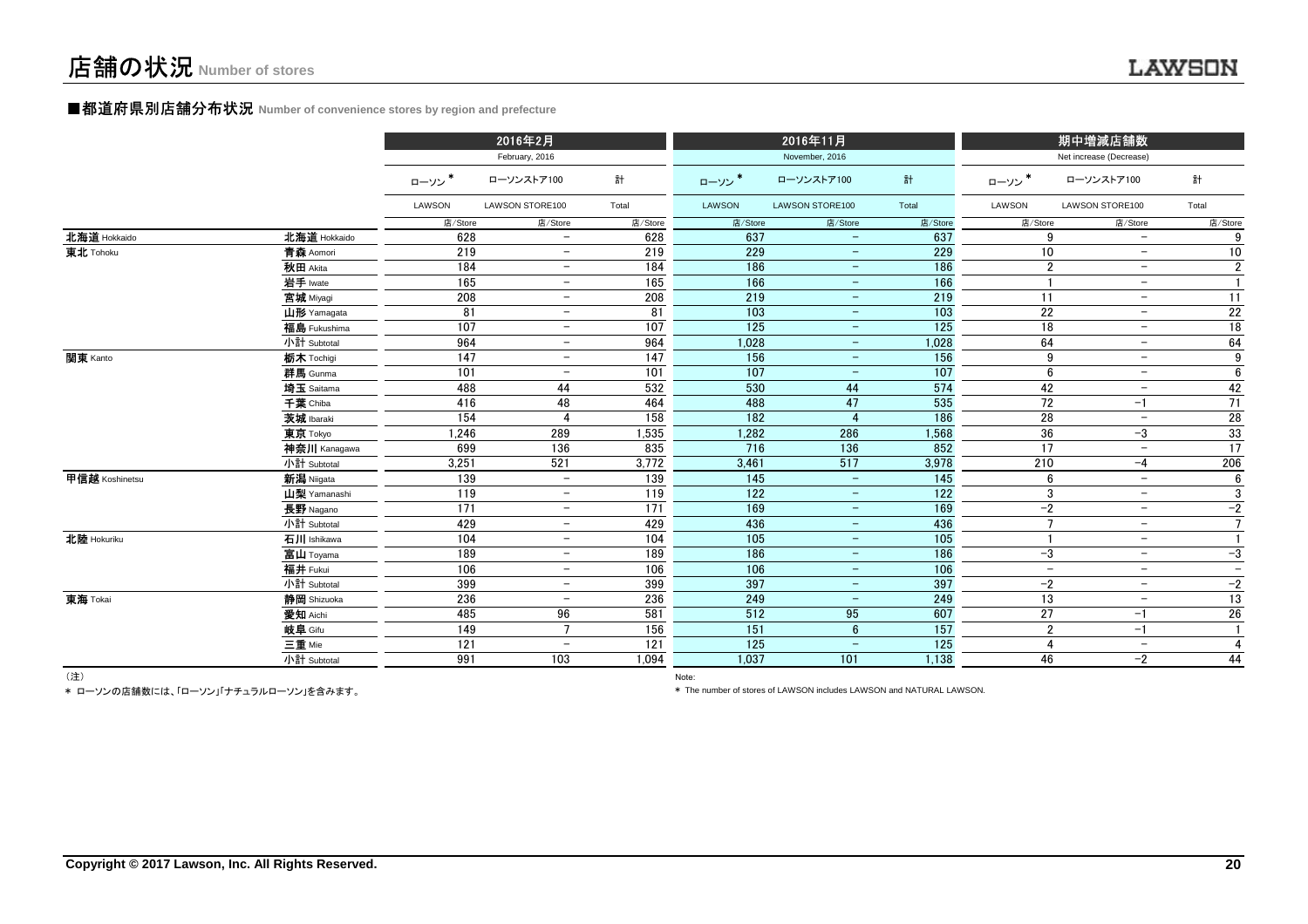# 店舗の状況 Number of stores

## ■都道府県別店舗分布状況 Number of convenience stores by region and prefecture

| | | 2016年2月 February, 2016 | | | 2016年11月 November, 2016 | | | 期中増減店舗数 Net increase (Decrease) | | |
|---|---|---|---|---|---|---|---|---|---|---|
| | | ローソン* LAWSON | ローソンストア100 LAWSON STORE100 | 計 Total | ローソン* LAWSON | ローソンストア100 LAWSON STORE100 | 計 Total | ローソン* LAWSON | ローソンストア100 LAWSON STORE100 | 計 Total |
| | | 店/Store | 店/Store | 店/Store | 店/Store | 店/Store | 店/Store | 店/Store | 店/Store | 店/Store |
| 北海道 Hokkaido | 北海道 Hokkaido | 628 | − | 628 | 637 | − | 637 | 9 | − | 9 |
| 東北 Tohoku | 青森 Aomori | 219 | − | 219 | 229 | − | 229 | 10 | − | 10 |
| | 秋田 Akita | 184 | − | 184 | 186 | − | 186 | 2 | − | 2 |
| | 岩手 Iwate | 165 | − | 165 | 166 | − | 166 | 1 | − | 1 |
| | 宮城 Miyagi | 208 | − | 208 | 219 | − | 219 | 11 | − | 11 |
| | 山形 Yamagata | 81 | − | 81 | 103 | − | 103 | 22 | − | 22 |
| | 福島 Fukushima | 107 | − | 107 | 125 | − | 125 | 18 | − | 18 |
| | 小計 Subtotal | 964 | − | 964 | 1,028 | − | 1,028 | 64 | − | 64 |
| 関東 Kanto | 栃木 Tochigi | 147 | − | 147 | 156 | − | 156 | 9 | − | 9 |
| | 群馬 Gunma | 101 | − | 101 | 107 | − | 107 | 6 | − | 6 |
| | 埼玉 Saitama | 488 | 44 | 532 | 530 | 44 | 574 | 42 | − | 42 |
| | 千葉 Chiba | 416 | 48 | 464 | 488 | 47 | 535 | 72 | −1 | 71 |
| | 茨城 Ibaraki | 154 | 4 | 158 | 182 | 4 | 186 | 28 | − | 28 |
| | 東京 Tokyo | 1,246 | 289 | 1,535 | 1,282 | 286 | 1,568 | 36 | −3 | 33 |
| | 神奈川 Kanagawa | 699 | 136 | 835 | 716 | 136 | 852 | 17 | − | 17 |
| | 小計 Subtotal | 3,251 | 521 | 3,772 | 3,461 | 517 | 3,978 | 210 | −4 | 206 |
| 甲信越 Koshinetsu | 新潟 Niigata | 139 | − | 139 | 145 | − | 145 | 6 | − | 6 |
| | 山梨 Yamanashi | 119 | − | 119 | 122 | − | 122 | 3 | − | 3 |
| | 長野 Nagano | 171 | − | 171 | 169 | − | 169 | −2 | − | −2 |
| | 小計 Subtotal | 429 | − | 429 | 436 | − | 436 | 7 | − | 7 |
| 北陸 Hokuriku | 石川 Ishikawa | 104 | − | 104 | 105 | − | 105 | 1 | − | 1 |
| | 富山 Toyama | 189 | − | 189 | 186 | − | 186 | −3 | − | −3 |
| | 福井 Fukui | 106 | − | 106 | 106 | − | 106 | − | − | − |
| | 小計 Subtotal | 399 | − | 399 | 397 | − | 397 | −2 | − | −2 |
| 東海 Tokai | 静岡 Shizuoka | 236 | − | 236 | 249 | − | 249 | 13 | − | 13 |
| | 愛知 Aichi | 485 | 96 | 581 | 512 | 95 | 607 | 27 | −1 | 26 |
| | 岐阜 Gifu | 149 | 7 | 156 | 151 | 6 | 157 | 2 | −1 | 1 |
| | 三重 Mie | 121 | − | 121 | 125 | − | 125 | 4 | − | 4 |
| | 小計 Subtotal | 991 | 103 | 1,094 | 1,037 | 101 | 1,138 | 46 | −2 | 44 |

（注）

* ローソンの店舗数には、「ローソン」「ナチュラルローソン」を含みます。

Note:

* The number of stores of LAWSON includes LAWSON and NATURAL LAWSON.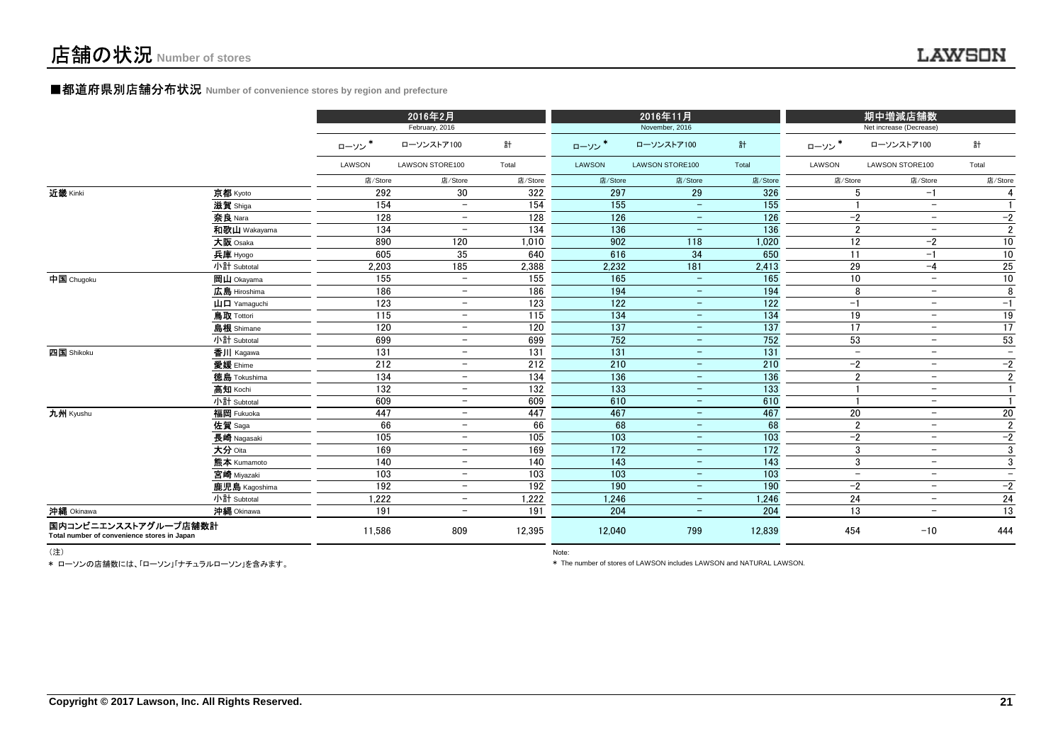# 店舗の状況 Number of stores

## ■都道府県別店舗分布状況 Number of convenience stores by region and prefecture

| | | 2016年2月 February, 2016 | | | 2016年11月 November, 2016 | | | 期中増減店舗数 Net increase (Decrease) | | |
|---|---|---|---|---|---|---|---|---|---|---|
| | | ローソン* LAWSON | ローソンストア100 LAWSON STORE100 | 計 Total | ローソン* LAWSON | ローソンストア100 LAWSON STORE100 | 計 Total | ローソン* LAWSON | ローソンストア100 LAWSON STORE100 | 計 Total |
| | | 店/Store | 店/Store | 店/Store | 店/Store | 店/Store | 店/Store | 店/Store | 店/Store | 店/Store |
| 近畿 Kinki | 京都 Kyoto | 292 | 30 | 322 | 297 | 29 | 326 | 5 | −1 | 4 |
| | 滋賀 Shiga | 154 | − | 154 | 155 | − | 155 | 1 | − | 1 |
| | 奈良 Nara | 128 | − | 128 | 126 | − | 126 | −2 | − | −2 |
| | 和歌山 Wakayama | 134 | − | 134 | 136 | − | 136 | 2 | − | 2 |
| | 大阪 Osaka | 890 | 120 | 1,010 | 902 | 118 | 1,020 | 12 | −2 | 10 |
| | 兵庫 Hyogo | 605 | 35 | 640 | 616 | 34 | 650 | 11 | −1 | 10 |
| | 小計 Subtotal | 2,203 | 185 | 2,388 | 2,232 | 181 | 2,413 | 29 | −4 | 25 |
| 中国 Chugoku | 岡山 Okayama | 155 | − | 155 | 165 | − | 165 | 10 | − | 10 |
| | 広島 Hiroshima | 186 | − | 186 | 194 | − | 194 | 8 | − | 8 |
| | 山口 Yamaguchi | 123 | − | 123 | 122 | − | 122 | −1 | − | −1 |
| | 鳥取 Tottori | 115 | − | 115 | 134 | − | 134 | 19 | − | 19 |
| | 島根 Shimane | 120 | − | 120 | 137 | − | 137 | 17 | − | 17 |
| | 小計 Subtotal | 699 | − | 699 | 752 | − | 752 | 53 | − | 53 |
| 四国 Shikoku | 香川 Kagawa | 131 | − | 131 | 131 | − | 131 | − | − | − |
| | 愛媛 Ehime | 212 | − | 212 | 210 | − | 210 | −2 | − | −2 |
| | 徳島 Tokushima | 134 | − | 134 | 136 | − | 136 | 2 | − | 2 |
| | 高知 Kochi | 132 | − | 132 | 133 | − | 133 | 1 | − | 1 |
| | 小計 Subtotal | 609 | − | 609 | 610 | − | 610 | 1 | − | 1 |
| 九州 Kyushu | 福岡 Fukuoka | 447 | − | 447 | 467 | − | 467 | 20 | − | 20 |
| | 佐賀 Saga | 66 | − | 66 | 68 | − | 68 | 2 | − | 2 |
| | 長崎 Nagasaki | 105 | − | 105 | 103 | − | 103 | −2 | − | −2 |
| | 大分 Oita | 169 | − | 169 | 172 | − | 172 | 3 | − | 3 |
| | 熊本 Kumamoto | 140 | − | 140 | 143 | − | 143 | 3 | − | 3 |
| | 宮崎 Miyazaki | 103 | − | 103 | 103 | − | 103 | − | − | − |
| | 鹿児島 Kagoshima | 192 | − | 192 | 190 | − | 190 | −2 | − | −2 |
| | 小計 Subtotal | 1,222 | − | 1,222 | 1,246 | − | 1,246 | 24 | − | 24 |
| 沖縄 Okinawa | 沖縄 Okinawa | 191 | − | 191 | 204 | − | 204 | 13 | − | 13 |
| 国内コンビニエンスストアグループ店舗数計 Total number of convenience stores in Japan | | 11,586 | 809 | 12,395 | 12,040 | 799 | 12,839 | 454 | −10 | 444 |

（注）

＊ ローソンの店舗数には、「ローソン」「ナチュラルローソン」を含みます。

Note:

* The number of stores of LAWSON includes LAWSON and NATURAL LAWSON.

Copyright © 2017 Lawson, Inc. All Rights Reserved.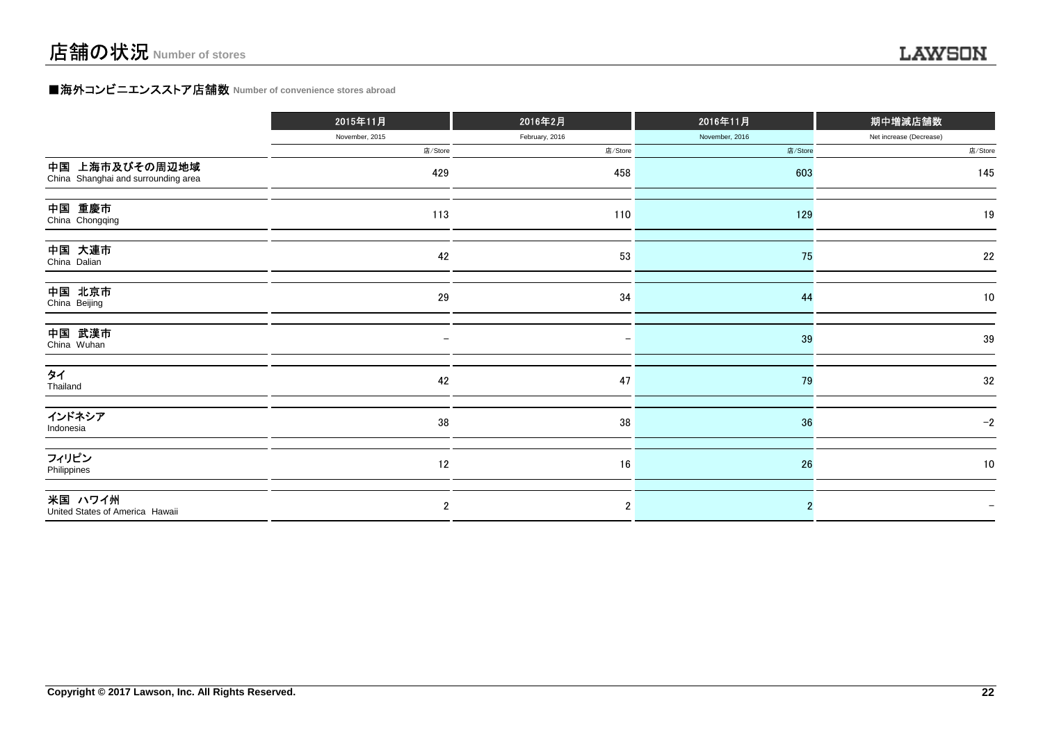# 店舗の状況 Number of stores

## ■海外コンビニエンスストア店舗数 Number of convenience stores abroad

| | 2015年11月 | 2016年2月 | 2016年11月 | 期中増減店舗数 |
|---|---|---|---|---|
| | November, 2015 | February, 2016 | November, 2016 | Net increase (Decrease) |
| | 店/Store | 店/Store | 店/Store | 店/Store |
| 中国 上海市及びその周辺地域<br>China Shanghai and surrounding area | 429 | 458 | 603 | 145 |
| 中国 重慶市<br>China Chongqing | 113 | 110 | 129 | 19 |
| 中国 大連市<br>China Dalian | 42 | 53 | 75 | 22 |
| 中国 北京市<br>China Beijing | 29 | 34 | 44 | 10 |
| 中国 武漢市<br>China Wuhan | − | − | 39 | 39 |
| タイ<br>Thailand | 42 | 47 | 79 | 32 |
| インドネシア<br>Indonesia | 38 | 38 | 36 | −2 |
| フィリピン<br>Philippines | 12 | 16 | 26 | 10 |
| 米国 ハワイ州<br>United States of America Hawaii | 2 | 2 | 2 | − |

Copyright © 2017 Lawson, Inc. All Rights Reserved.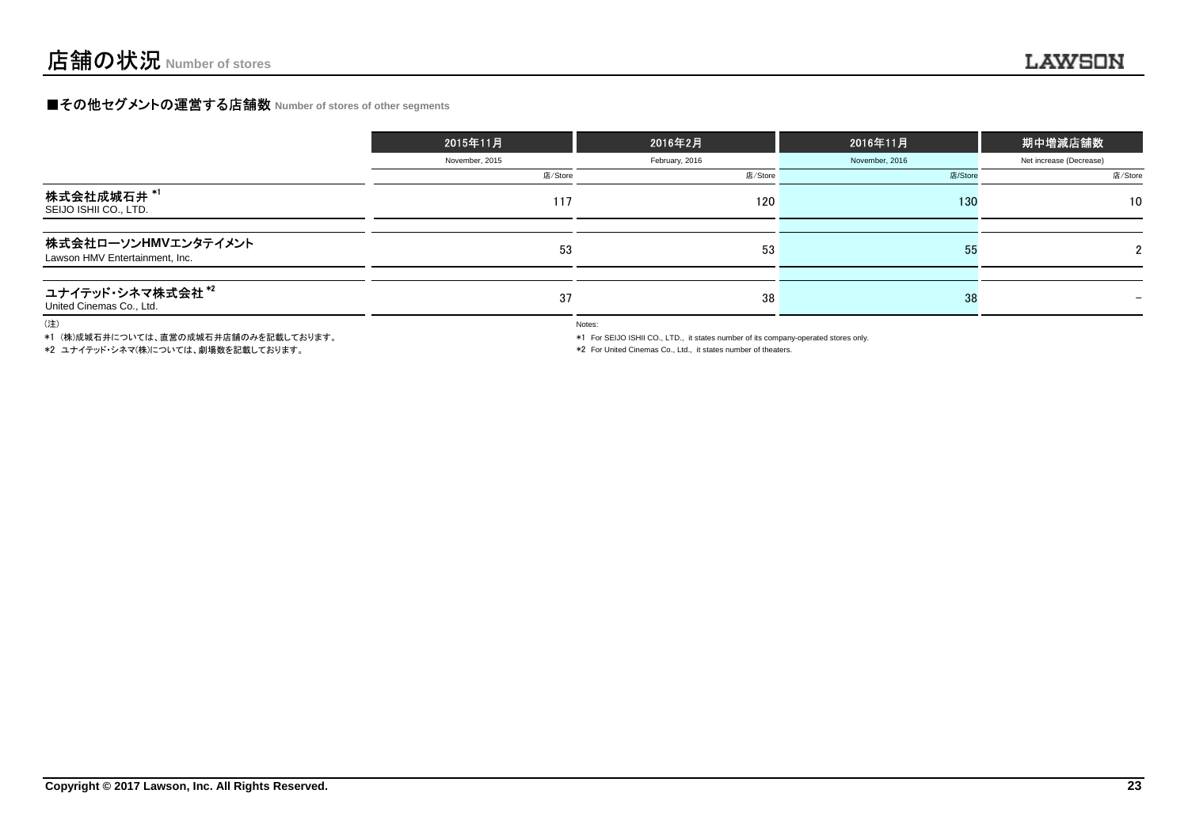# 店舗の状況 Number of stores

## ■その他セグメントの運営する店舗数 Number of stores of other segments

| | 2015年11月 November, 2015 | 2016年2月 February, 2016 | 2016年11月 November, 2016 | 期中増減店舗数 Net increase (Decrease) |
|---|---|---|---|---|
| | 店/Store | 店/Store | 店/Store | 店/Store |
| 株式会社成城石井 *1 SEIJO ISHII CO., LTD. | 117 | 120 | 130 | 10 |
| 株式会社ローソンHMVエンタテイメント Lawson HMV Entertainment, Inc. | 53 | 53 | 55 | 2 |
| ユナイテッド・シネマ株式会社 *2 United Cinemas Co., Ltd. | 37 | 38 | 38 | – |

（注）
*1 (株)成城石井については、直営の成城石井店舗のみを記載しております。
*2 ユナイテッド・シネマ(株)については、劇場数を記載しております。

Notes:
*1 For SEIJO ISHII CO., LTD., it states number of its company-operated stores only.
*2 For United Cinemas Co., Ltd., it states number of theaters.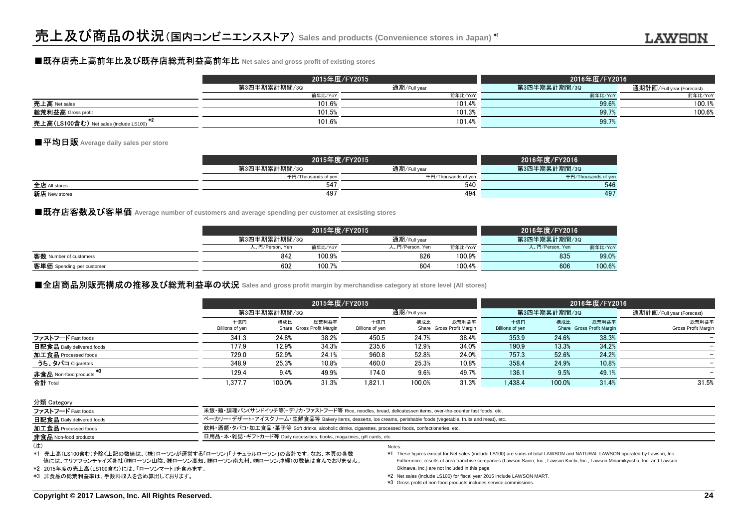# 売上及び商品の状況(国内コンビニエンスストア) Sales and products (Convenience stores in Japan) *1

## ■既存店売上高前年比及び既存店総荒利益高前年比 Net sales and gross profit of existing stores

| | 2015年度/FY2015 | | 2016年度/FY2016 | |
|---|---|---|---|---|
| | 第3四半期累計期間/3Q | 通期/Full year | 第3四半期累計期間/3Q | 通期計画/Full year (Forecast) |
| | 前年比/YoY | 前年比/YoY | 前年比/YoY | 前年比/YoY |
| 売上高 Net sales | 101.6% | 101.4% | 99.6% | 100.1% |
| 総荒利益高 Gross profit | 101.5% | 101.3% | 99.7% | 100.6% |
| 売上高(LS100含む) Net sales (include LS100) *2 | 101.6% | 101.4% | 99.7% | |

## ■平均日販 Average daily sales per store

| | 2015年度/FY2015 | | 2016年度/FY2016 |
|---|---|---|---|
| | 第3四半期累計期間/3Q | 通期/Full year | 第3四半期累計期間/3Q |
| | 千円/Thousands of yen | 千円/Thousands of yen | 千円/Thousands of yen |
| 全店 All stores | 547 | 540 | 546 |
| 新店 New stores | 497 | 494 | 497 |

## ■既存店客数及び客単価 Average number of customers and average spending per customer at exsisting stores

| | 2015年度/FY2015 | | | | 2016年度/FY2016 | |
|---|---|---|---|---|---|---|
| | 第3四半期累計期間/3Q | | 通期/Full year | | 第3四半期累計期間/3Q | |
| | 人、円/Person, Yen | 前年比/YoY | 人、円/Person, Yen | 前年比/YoY | 人、円/Person, Yen | 前年比/YoY |
| 客数 Number of customers | 842 | 100.9% | 826 | 100.9% | 835 | 99.0% |
| 客単価 Spending per customer | 602 | 100.7% | 604 | 100.4% | 606 | 100.6% |

## ■全店商品別販売構成の推移及び総荒利益率の状況 Sales and gross profit margin by merchandise category at store level (All stores)

| | 2015年度/FY2015 | | | | | | 2016年度/FY2016 | | | |
|---|---|---|---|---|---|---|---|---|---|---|
| | 第3四半期累計期間/3Q | | | 通期/Full year | | | 第3四半期累計期間/3Q | | | 通期計画/Full year (Forecast) |
| | 十億円 Billions of yen | 構成比 Share | 総荒利益率 Gross Profit Margin | 十億円 Billions of yen | 構成比 Share | 総荒利益率 Gross Profit Margin | 十億円 Billions of yen | 構成比 Share | 総荒利益率 Gross Profit Margin | 総荒利益率 Gross Profit Margin |
| ファストフード Fast foods | 341.3 | 24.8% | 38.2% | 450.5 | 24.7% | 38.4% | 353.9 | 24.6% | 38.3% | − |
| 日配食品 Daily delivered foods | 177.9 | 12.9% | 34.3% | 235.6 | 12.9% | 34.0% | 190.9 | 13.3% | 34.2% | − |
| 加工食品 Processed foods | 729.0 | 52.9% | 24.1% | 960.8 | 52.8% | 24.0% | 757.3 | 52.6% | 24.2% | − |
| うち、タバコ Cigarettes | 348.9 | 25.3% | 10.8% | 460.0 | 25.3% | 10.8% | 358.4 | 24.9% | 10.8% | − |
| 非食品 Non-food products *3 | 129.4 | 9.4% | 49.9% | 174.0 | 9.6% | 49.7% | 136.1 | 9.5% | 49.1% | − |
| 合計 Total | 1,377.7 | 100.0% | 31.3% | 1,821.1 | 100.0% | 31.3% | 1,438.4 | 100.0% | 31.4% | 31.5% |

分類 Category

| | |
|---|---|
| ファストフード Fast foods | 米飯・麺・調理パン(サンドイッチ等)・デリカ・ファストフード等 Rice, noodles, bread, delicatessen items, over-the-counter fast foods, etc. |
| 日配食品 Daily delivered foods | ベーカリー・デザート・アイスクリーム・生鮮食品等 Bakery items, desserts, ice creams, perishable foods (vegetable, fruits and meat), etc. |
| 加工食品 Processed foods | 飲料・酒類・タバコ・加工食品・菓子等 Soft drinks, alcoholic drinks, cigarettes, processed foods, confectioneries, etc. |
| 非食品 Non-food products | 日用品・本・雑誌・ギフトカード等 Daily necessities, books, magazines, gift cards, etc. |

(注)
*1 売上高(LS100含む)を除く上記の数値は、(株)ローソンが運営する「ローソン」「ナチュラルローソン」の合計です。なお、本頁の各数値には、エリアフランチャイズ各社(㈱ローソン山陰、㈱ローソン高知、㈱ローソン南九州、㈱ローソン沖縄)の数値は含んでおりません。
*2 2015年度の売上高(LS100含む)には、「ローソンマート」を含みます。
*3 非食品の総荒利益率は、手数料収入を含め算出しております。

Notes:
*1 These figures except for Net sales (include LS100) are sums of total LAWSON and NATURAL LAWSON operated by Lawson, Inc. Futhermore, results of area franchise companies (Lawson Sanin, Inc., Lawson Kochi, Inc., Lawson Minamikyushu, Inc. and Lawson Okinawa, Inc.) are not included in this page.
*2 Net sales (include LS100) for fiscal year 2015 include LAWSON MART.
*3 Gross profit of non-food products includes service commissions.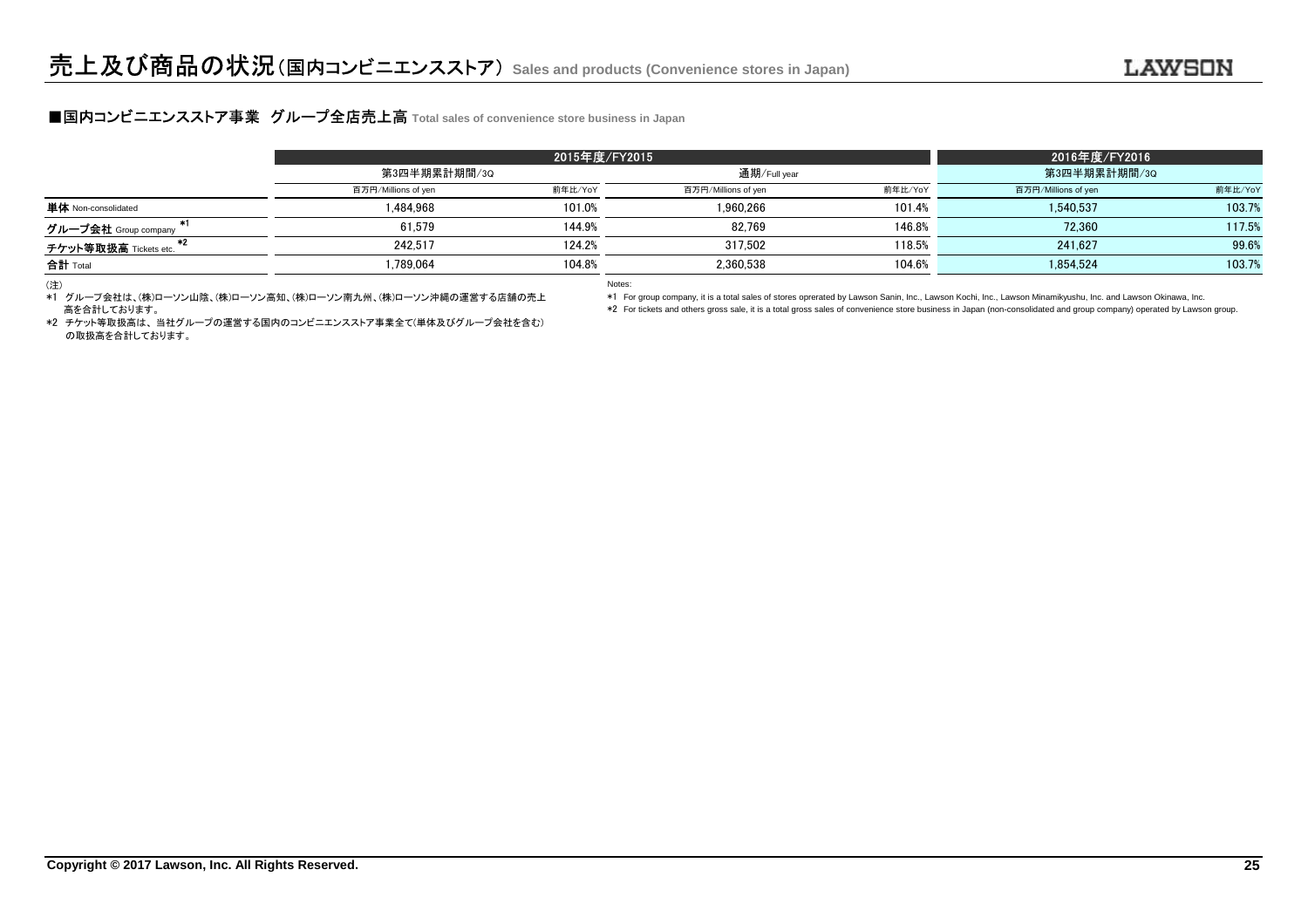# 売上及び商品の状況（国内コンビニエンスストア） Sales and products (Convenience stores in Japan)

## ■国内コンビニエンスストア事業　グループ全店売上高 Total sales of convenience store business in Japan

| | 2015年度/FY2015 | | | | 2016年度/FY2016 | |
|---|---|---|---|---|---|---|
| | 第3四半期累計期間/3Q | | 通期/Full year | | 第3四半期累計期間/3Q | |
| | 百万円/Millions of yen | 前年比/YoY | 百万円/Millions of yen | 前年比/YoY | 百万円/Millions of yen | 前年比/YoY |
| 単体 Non-consolidated | 1,484,968 | 101.0% | 1,960,266 | 101.4% | 1,540,537 | 103.7% |
| グループ会社 Group company *1 | 61,579 | 144.9% | 82,769 | 146.8% | 72,360 | 117.5% |
| チケット等取扱高 Tickets etc. *2 | 242,517 | 124.2% | 317,502 | 118.5% | 241,627 | 99.6% |
| 合計 Total | 1,789,064 | 104.8% | 2,360,538 | 104.6% | 1,854,524 | 103.7% |

（注）
*1 グループ会社は、(株)ローソン山陰、(株)ローソン高知、(株)ローソン南九州、(株)ローソン沖縄の運営する店舗の売上高を合計しております。
*2 チケット等取扱高は、当社グループの運営する国内のコンビニエンスストア事業全て(単体及びグループ会社を含む)の取扱高を合計しております。

Notes:
*1 For group company, it is a total sales of stores oprerated by Lawson Sanin, Inc., Lawson Kochi, Inc., Lawson Minamikyushu, Inc. and Lawson Okinawa, Inc.
*2 For tickets and others gross sale, it is a total gross sales of convenience store business in Japan (non-consolidated and group company) operated by Lawson group.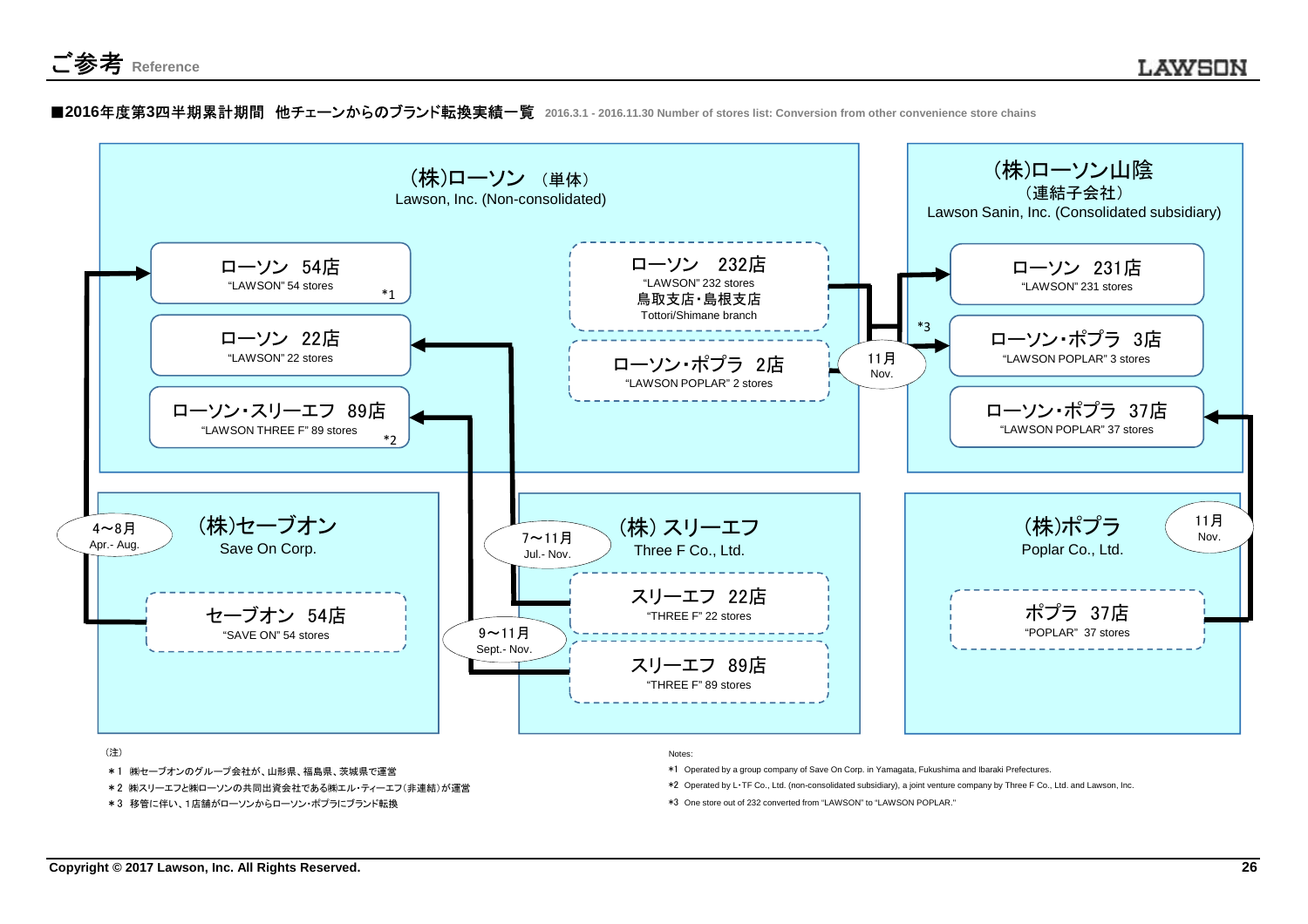# ご参考 Reference

■2016年度第3四半期累計期間　他チェーンからのブランド転換実績一覧 2016.3.1 - 2016.11.30 Number of stores list: Conversion from other convenience store chains

(株)ローソン （単体）
Lawson, Inc. (Non-consolidated)

ローソン　54店
"LAWSON" 54 stores
*1

ローソン　22店
"LAWSON" 22 stores

ローソン・スリーエフ　89店
"LAWSON THREE F" 89 stores
*2

ローソン　232店
"LAWSON" 232 stores
鳥取支店・島根支店
Tottori/Shimane branch

ローソン・ポプラ　2店
"LAWSON POPLAR" 2 stores

(株)ローソン山陰
（連結子会社）
Lawson Sanin, Inc. (Consolidated subsidiary)

ローソン　231店
"LAWSON" 231 stores

*3

ローソン・ポプラ　3店
"LAWSON POPLAR" 3 stores

ローソン・ポプラ　37店
"LAWSON POPLAR" 37 stores

11月
Nov.

4～8月
Apr.- Aug.

(株)セーブオン
Save On Corp.

セーブオン　54店
"SAVE ON" 54 stores

7～11月
Jul.- Nov.

9～11月
Sept.- Nov.

(株) スリーエフ
Three F Co., Ltd.

スリーエフ　22店
"THREE F" 22 stores

スリーエフ　89店
"THREE F" 89 stores

(株)ポプラ
Poplar Co., Ltd.

11月
Nov.

ポプラ　37店
"POPLAR" 37 stores

（注）

＊1　㈱セーブオンのグループ会社が、山形県、福島県、茨城県で運営

＊2　㈱スリーエフと㈱ローソンの共同出資会社である㈱エル・ティーエフ（非連結）が運営

＊3　移管に伴い、1店舗がローソンからローソン・ポプラにブランド転換

Notes:

*1 Operated by a group company of Save On Corp. in Yamagata, Fukushima and Ibaraki Prefectures.

*2 Operated by L･TF Co., Ltd. (non-consolidated subsidiary), a joint venture company by Three F Co., Ltd. and Lawson, Inc.

*3 One store out of 232 converted from "LAWSON" to "LAWSON POPLAR."